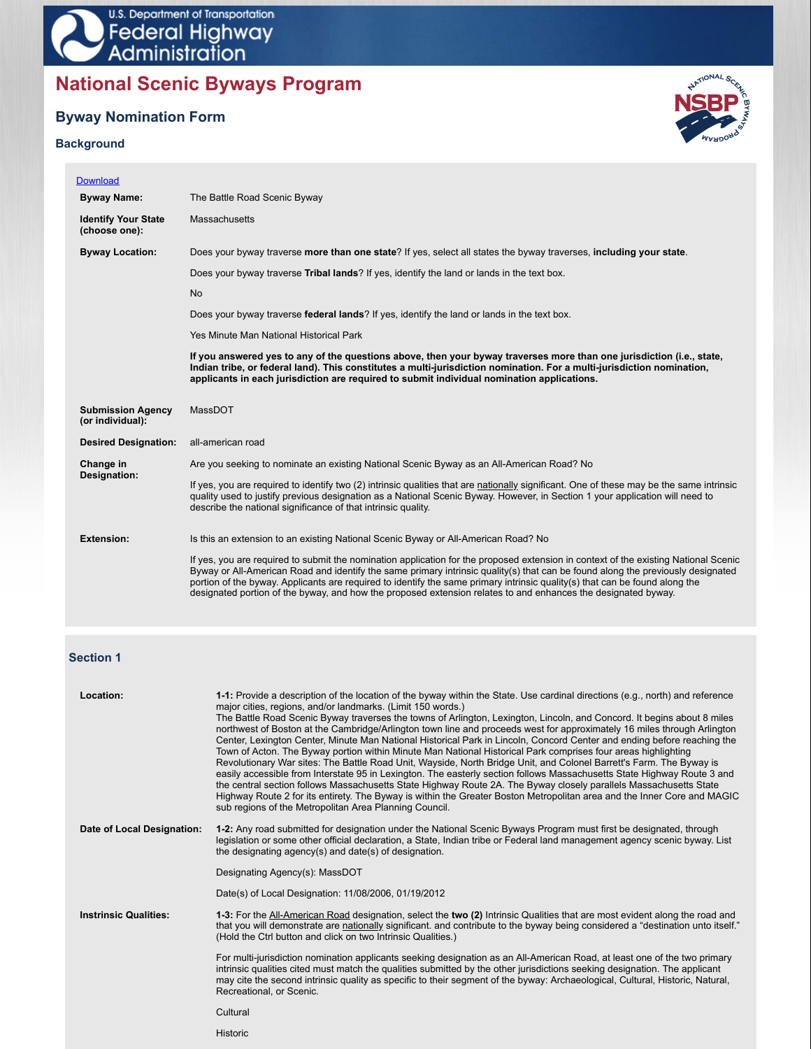U.S. Department of Transportation
Federal Highway Administration

# National Scenic Byways Program

## Byway Nomination Form

### Background

Download

**Byway Name:** The Battle Road Scenic Byway

**Identify Your State (choose one):** Massachusetts

**Byway Location:** Does your byway traverse **more than one state**? If yes, select all states the byway traverses, **including your state**.

Does your byway traverse **Tribal lands**? If yes, identify the land or lands in the text box.

No

Does your byway traverse **federal lands**? If yes, identify the land or lands in the text box.

Yes Minute Man National Historical Park

**If you answered yes to any of the questions above, then your byway traverses more than one jurisdiction (i.e., state, Indian tribe, or federal land). This constitutes a multi-jurisdiction nomination. For a multi-jurisdiction nomination, applicants in each jurisdiction are required to submit individual nomination applications.**

**Submission Agency (or individual):** MassDOT

**Desired Designation:** all-american road

**Change in Designation:** Are you seeking to nominate an existing National Scenic Byway as an All-American Road? No

If yes, you are required to identify two (2) intrinsic qualities that are nationally significant. One of these may be the same intrinsic quality used to justify previous designation as a National Scenic Byway. However, in Section 1 your application will need to describe the national significance of that intrinsic quality.

**Extension:** Is this an extension to an existing National Scenic Byway or All-American Road? No

If yes, you are required to submit the nomination application for the proposed extension in context of the existing National Scenic Byway or All-American Road and identify the same primary intrinsic quality(s) that can be found along the previously designated portion of the byway. Applicants are required to identify the same primary intrinsic quality(s) that can be found along the designated portion of the byway, and how the proposed extension relates to and enhances the designated byway.

### Section 1

**Location:**

**1-1:** Provide a description of the location of the byway within the State. Use cardinal directions (e.g., north) and reference major cities, regions, and/or landmarks. (Limit 150 words.)

The Battle Road Scenic Byway traverses the towns of Arlington, Lexington, Lincoln, and Concord. It begins about 8 miles northwest of Boston at the Cambridge/Arlington town line and proceeds west for approximately 16 miles through Arlington Center, Lexington Center, Minute Man National Historical Park in Lincoln, Concord Center and ending before reaching the Town of Acton. The Byway portion within Minute Man National Historical Park comprises four areas highlighting Revolutionary War sites: The Battle Road Unit, Wayside, North Bridge Unit, and Colonel Barrett's Farm. The Byway is easily accessible from Interstate 95 in Lexington. The easterly section follows Massachusetts State Highway Route 3 and the central section follows Massachusetts State Highway Route 2A. The Byway closely parallels Massachusetts State Highway Route 2 for its entirety. The Byway is within the Greater Boston Metropolitan area and the Inner Core and MAGIC sub regions of the Metropolitan Area Planning Council.

**Date of Local Designation:**

**1-2:** Any road submitted for designation under the National Scenic Byways Program must first be designated, through legislation or some other official declaration, a State, Indian tribe or Federal land management agency scenic byway. List the designating agency(s) and date(s) of designation.

Designating Agency(s): MassDOT

Date(s) of Local Designation: 11/08/2006, 01/19/2012

**Instrinsic Qualities:**

**1-3:** For the All-American Road designation, select the **two (2)** Intrinsic Qualities that are most evident along the road and that you will demonstrate are nationally significant. and contribute to the byway being considered a "destination unto itself." (Hold the Ctrl button and click on two Intrinsic Qualities.)

For multi-jurisdiction nomination applicants seeking designation as an All-American Road, at least one of the two primary intrinsic qualities cited must match the qualities submitted by the other jurisdictions seeking designation. The applicant may cite the second intrinsic quality as specific to their segment of the byway: Archaeological, Cultural, Historic, Natural, Recreational, or Scenic.

Cultural

Historic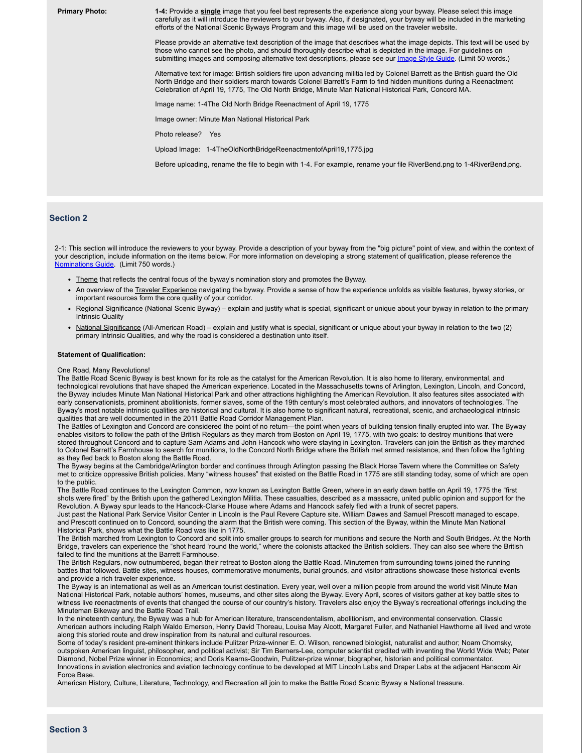**Primary Photo:**

**1-4:** Provide a **single** image that you feel best represents the experience along your byway. Please select this image carefully as it will introduce the reviewers to your byway. Also, if designated, your byway will be included in the marketing efforts of the National Scenic Byways Program and this image will be used on the traveler website.

Please provide an alternative text description of the image that describes what the image depicts. This text will be used by those who cannot see the photo, and should thoroughly describe what is depicted in the image. For guidelines on submitting images and composing alternative text descriptions, please see our Image Style Guide. (Limit 50 words.)

Alternative text for image: British soldiers fire upon advancing militia led by Colonel Barrett as the British guard the Old North Bridge and their soldiers march towards Colonel Barrett's Farm to find hidden munitions during a Reenactment Celebration of April 19, 1775, The Old North Bridge, Minute Man National Historical Park, Concord MA.

Image name: 1-4The Old North Bridge Reenactment of April 19, 1775

Image owner: Minute Man National Historical Park

Photo release? Yes

Upload Image: 1-4TheOldNorthBridgeReenactmentofApril19,1775.jpg

Before uploading, rename the file to begin with 1-4. For example, rename your file RiverBend.png to 1-4RiverBend.png.

## Section 2

2-1: This section will introduce the reviewers to your byway. Provide a description of your byway from the "big picture" point of view, and within the context of your description, include information on the items below. For more information on developing a strong statement of qualification, please reference the Nominations Guide. (Limit 750 words.)

- Theme that reflects the central focus of the byway's nomination story and promotes the Byway.
- An overview of the Traveler Experience navigating the byway. Provide a sense of how the experience unfolds as visible features, byway stories, or important resources form the core quality of your corridor.
- Regional Significance (National Scenic Byway) – explain and justify what is special, significant or unique about your byway in relation to the primary Intrinsic Quality
- National Significance (All-American Road) – explain and justify what is special, significant or unique about your byway in relation to the two (2) primary Intrinsic Qualities, and why the road is considered a destination unto itself.

**Statement of Qualification:**

One Road, Many Revolutions!
The Battle Road Scenic Byway is best known for its role as the catalyst for the American Revolution. It is also home to literary, environmental, and technological revolutions that have shaped the American experience. Located in the Massachusetts towns of Arlington, Lexington, Lincoln, and Concord, the Byway includes Minute Man National Historical Park and other attractions highlighting the American Revolution. It also features sites associated with early conservationists, prominent abolitionists, former slaves, some of the 19th century's most celebrated authors, and innovators of technologies. The Byway's most notable intrinsic qualities are historical and cultural. It is also home to significant natural, recreational, scenic, and archaeological intrinsic qualities that are well documented in the 2011 Battle Road Corridor Management Plan.
The Battles of Lexington and Concord are considered the point of no return—the point when years of building tension finally erupted into war. The Byway enables visitors to follow the path of the British Regulars as they march from Boston on April 19, 1775, with two goals: to destroy munitions that were stored throughout Concord and to capture Sam Adams and John Hancock who were staying in Lexington. Travelers can join the British as they marched to Colonel Barrett's Farmhouse to search for munitions, to the Concord North Bridge where the British met armed resistance, and then follow the fighting as they fled back to Boston along the Battle Road.
The Byway begins at the Cambridge/Arlington border and continues through Arlington passing the Black Horse Tavern where the Committee on Safety met to criticize oppressive British policies. Many "witness houses" that existed on the Battle Road in 1775 are still standing today, some of which are open to the public.
The Battle Road continues to the Lexington Common, now known as Lexington Battle Green, where in an early dawn battle on April 19, 1775 the "first shots were fired" by the British upon the gathered Lexington Militia. These casualties, described as a massacre, united public opinion and support for the Revolution. A Byway spur leads to the Hancock-Clarke House where Adams and Hancock safely fled with a trunk of secret papers.
Just past the National Park Service Visitor Center in Lincoln is the Paul Revere Capture site. William Dawes and Samuel Prescott managed to escape, and Prescott continued on to Concord, sounding the alarm that the British were coming. This section of the Byway, within the Minute Man National Historical Park, shows what the Battle Road was like in 1775.
The British marched from Lexington to Concord and split into smaller groups to search for munitions and secure the North and South Bridges. At the North Bridge, travelers can experience the "shot heard 'round the world," where the colonists attacked the British soldiers. They can also see where the British failed to find the munitions at the Barrett Farmhouse.
The British Regulars, now outnumbered, began their retreat to Boston along the Battle Road. Minutemen from surrounding towns joined the running battles that followed. Battle sites, witness houses, commemorative monuments, burial grounds, and visitor attractions showcase these historical events and provide a rich traveler experience.
The Byway is an international as well as an American tourist destination. Every year, well over a million people from around the world visit Minute Man National Historical Park, notable authors' homes, museums, and other sites along the Byway. Every April, scores of visitors gather at key battle sites to witness live reenactments of events that changed the course of our country's history. Travelers also enjoy the Byway's recreational offerings including the Minuteman Bikeway and the Battle Road Trail.
In the nineteenth century, the Byway was a hub for American literature, transcendentalism, abolitionism, and environmental conservation. Classic American authors including Ralph Waldo Emerson, Henry David Thoreau, Louisa May Alcott, Margaret Fuller, and Nathaniel Hawthorne all lived and wrote along this storied route and drew inspiration from its natural and cultural resources.
Some of today's resident pre-eminent thinkers include Pulitzer Prize-winner E. O. Wilson, renowned biologist, naturalist and author; Noam Chomsky, outspoken American linguist, philosopher, and political activist; Sir Tim Berners-Lee, computer scientist credited with inventing the World Wide Web; Peter Diamond, Nobel Prize winner in Economics; and Doris Kearns-Goodwin, Pulitzer-prize winner, biographer, historian and political commentator.
Innovations in aviation electronics and aviation technology continue to be developed at MIT Lincoln Labs and Draper Labs at the adjacent Hanscom Air Force Base.
American History, Culture, Literature, Technology, and Recreation all join to make the Battle Road Scenic Byway a National treasure.

## Section 3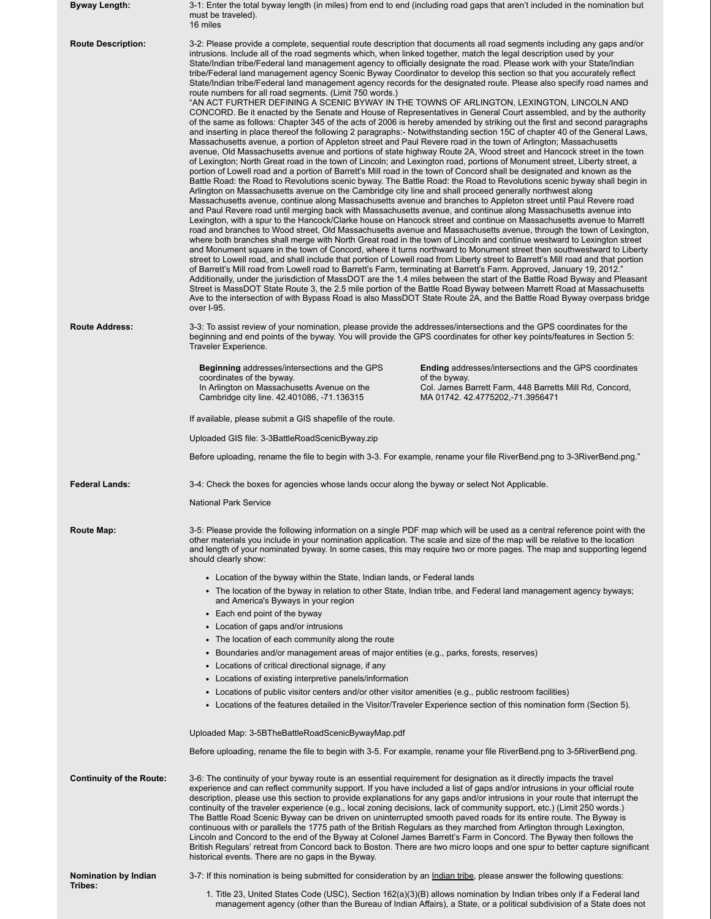**Byway Length:**

3-1: Enter the total byway length (in miles) from end to end (including road gaps that aren't included in the nomination but must be traveled).
16 miles

**Route Description:**

3-2: Please provide a complete, sequential route description that documents all road segments including any gaps and/or intrusions. Include all of the road segments which, when linked together, match the legal description used by your State/Indian tribe/Federal land management agency to officially designate the road. Please work with your State/Indian tribe/Federal land management agency Scenic Byway Coordinator to develop this section so that you accurately reflect State/Indian tribe/Federal land management agency records for the designated route. Please also specify road names and route numbers for all road segments. (Limit 750 words.)
"AN ACT FURTHER DEFINING A SCENIC BYWAY IN THE TOWNS OF ARLINGTON, LEXINGTON, LINCOLN AND CONCORD. Be it enacted by the Senate and House of Representatives in General Court assembled, and by the authority of the same as follows: Chapter 345 of the acts of 2006 is hereby amended by striking out the first and second paragraphs and inserting in place thereof the following 2 paragraphs:- Notwithstanding section 15C of chapter 40 of the General Laws, Massachusetts avenue, a portion of Appleton street and Paul Revere road in the town of Arlington; Massachusetts avenue, Old Massachusetts avenue and portions of state highway Route 2A, Wood street and Hancock street in the town of Lexington; North Great road in the town of Lincoln; and Lexington road, portions of Monument street, Liberty street, a portion of Lowell road and a portion of Barrett's Mill road in the town of Concord shall be designated and known as the Battle Road: the Road to Revolutions scenic byway. The Battle Road: the Road to Revolutions scenic byway shall begin in Arlington on Massachusetts avenue on the Cambridge city line and shall proceed generally northwest along Massachusetts avenue, continue along Massachusetts avenue and branches to Appleton street until Paul Revere road and Paul Revere road until merging back with Massachusetts avenue, and continue along Massachusetts avenue into Lexington, with a spur to the Hancock/Clarke house on Hancock street and continue on Massachusetts avenue to Marrett road and branches to Wood street, Old Massachusetts avenue and Massachusetts avenue, through the town of Lexington, where both branches shall merge with North Great road in the town of Lincoln and continue westward to Lexington street and Monument square in the town of Concord, where it turns northward to Monument street then southwestward to Liberty street to Lowell road, and shall include that portion of Lowell road from Liberty street to Barrett's Mill road and that portion of Barrett's Mill road from Lowell road to Barrett's Farm, terminating at Barrett's Farm. Approved, January 19, 2012."
Additionally, under the jurisdiction of MassDOT are the 1.4 miles between the start of the Battle Road Byway and Pleasant Street is MassDOT State Route 3, the 2.5 mile portion of the Battle Road Byway between Marrett Road at Massachusetts Ave to the intersection of with Bypass Road is also MassDOT State Route 2A, and the Battle Road Byway overpass bridge over I-95.

**Route Address:**

3-3: To assist review of your nomination, please provide the addresses/intersections and the GPS coordinates for the beginning and end points of the byway. You will provide the GPS coordinates for other key points/features in Section 5: Traveler Experience.

**Beginning** addresses/intersections and the GPS coordinates of the byway.
In Arlington on Massachusetts Avenue on the Cambridge city line. 42.401086, -71.136315

**Ending** addresses/intersections and the GPS coordinates of the byway.
Col. James Barrett Farm, 448 Barretts Mill Rd, Concord, MA 01742. 42.4775202,-71.3956471

If available, please submit a GIS shapefile of the route.

Uploaded GIS file: 3-3BattleRoadScenicByway.zip

Before uploading, rename the file to begin with 3-3. For example, rename your file RiverBend.png to 3-3RiverBend.png."

**Federal Lands:**

3-4: Check the boxes for agencies whose lands occur along the byway or select Not Applicable.

National Park Service

**Route Map:**

3-5: Please provide the following information on a single PDF map which will be used as a central reference point with the other materials you include in your nomination application. The scale and size of the map will be relative to the location and length of your nominated byway. In some cases, this may require two or more pages. The map and supporting legend should clearly show:

- Location of the byway within the State, Indian lands, or Federal lands
- The location of the byway in relation to other State, Indian tribe, and Federal land management agency byways; and America's Byways in your region
- Each end point of the byway
- Location of gaps and/or intrusions
- The location of each community along the route
- Boundaries and/or management areas of major entities (e.g., parks, forests, reserves)
- Locations of critical directional signage, if any
- Locations of existing interpretive panels/information
- Locations of public visitor centers and/or other visitor amenities (e.g., public restroom facilities)
- Locations of the features detailed in the Visitor/Traveler Experience section of this nomination form (Section 5).

Uploaded Map: 3-5BTheBattleRoadScenicBywayMap.pdf

Before uploading, rename the file to begin with 3-5. For example, rename your file RiverBend.png to 3-5RiverBend.png.

**Continuity of the Route:**

3-6: The continuity of your byway route is an essential requirement for designation as it directly impacts the travel experience and can reflect community support. If you have included a list of gaps and/or intrusions in your official route description, please use this section to provide explanations for any gaps and/or intrusions in your route that interrupt the continuity of the traveler experience (e.g., local zoning decisions, lack of community support, etc.) (Limit 250 words.)
The Battle Road Scenic Byway can be driven on uninterrupted smooth paved roads for its entire route. The Byway is continuous with or parallels the 1775 path of the British Regulars as they marched from Arlington through Lexington, Lincoln and Concord to the end of the Byway at Colonel James Barrett's Farm in Concord. The Byway then follows the British Regulars' retreat from Concord back to Boston. There are two micro loops and one spur to better capture significant historical events. There are no gaps in the Byway.

**Nomination by Indian Tribes:**

3-7: If this nomination is being submitted for consideration by an Indian tribe, please answer the following questions:

1. Title 23, United States Code (USC), Section 162(a)(3)(B) allows nomination by Indian tribes only if a Federal land management agency (other than the Bureau of Indian Affairs), a State, or a political subdivision of a State does not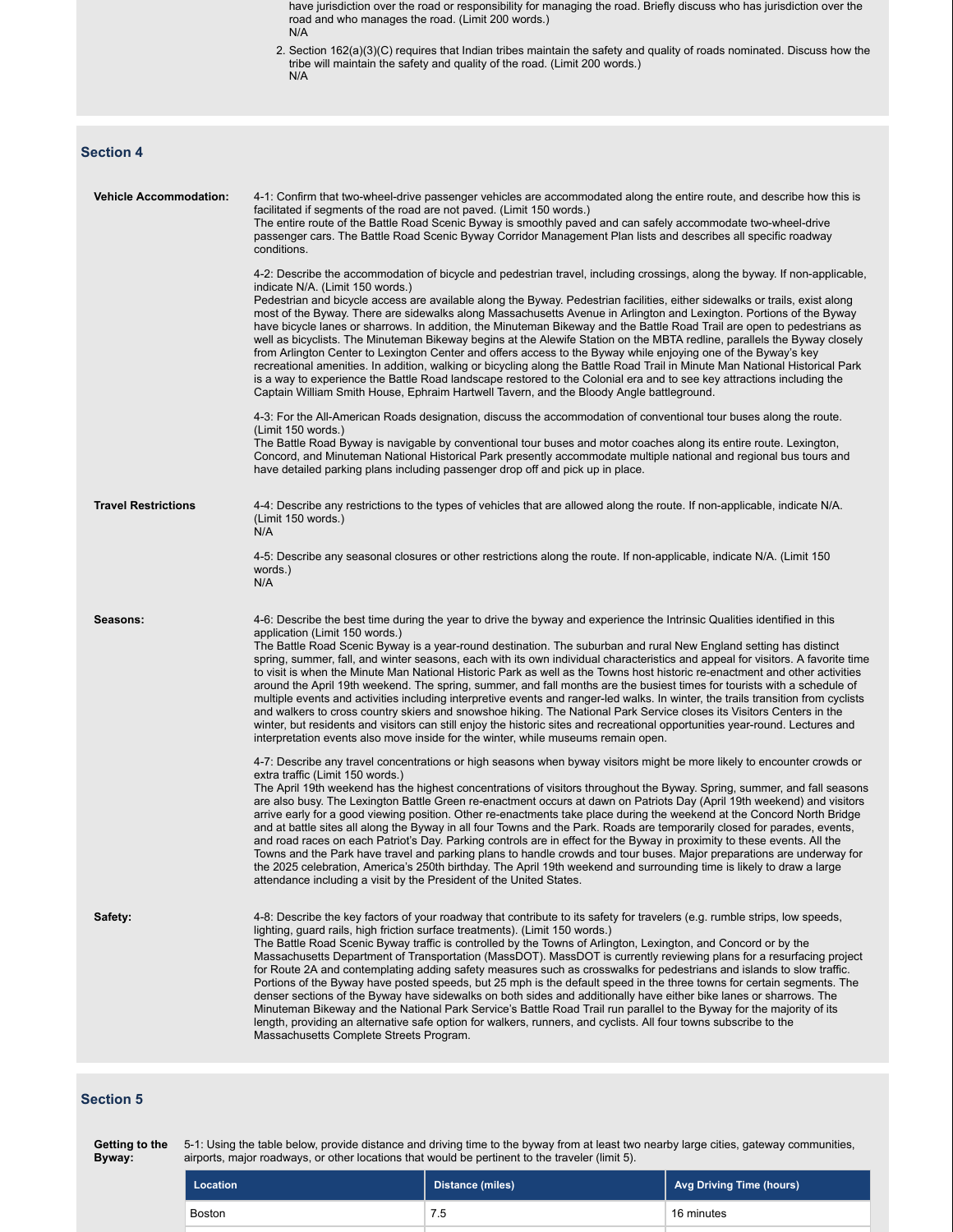have jurisdiction over the road or responsibility for managing the road. Briefly discuss who has jurisdiction over the road and who manages the road. (Limit 200 words.)
N/A

2. Section 162(a)(3)(C) requires that Indian tribes maintain the safety and quality of roads nominated. Discuss how the tribe will maintain the safety and quality of the road. (Limit 200 words.)
N/A

## Section 4

**Vehicle Accommodation:**

4-1: Confirm that two-wheel-drive passenger vehicles are accommodated along the entire route, and describe how this is facilitated if segments of the road are not paved. (Limit 150 words.)
The entire route of the Battle Road Scenic Byway is smoothly paved and can safely accommodate two-wheel-drive passenger cars. The Battle Road Scenic Byway Corridor Management Plan lists and describes all specific roadway conditions.

4-2: Describe the accommodation of bicycle and pedestrian travel, including crossings, along the byway. If non-applicable, indicate N/A. (Limit 150 words.)
Pedestrian and bicycle access are available along the Byway. Pedestrian facilities, either sidewalks or trails, exist along most of the Byway. There are sidewalks along Massachusetts Avenue in Arlington and Lexington. Portions of the Byway have bicycle lanes or sharrows. In addition, the Minuteman Bikeway and the Battle Road Trail are open to pedestrians as well as bicyclists. The Minuteman Bikeway begins at the Alewife Station on the MBTA redline, parallels the Byway closely from Arlington Center to Lexington Center and offers access to the Byway while enjoying one of the Byway's key recreational amenities. In addition, walking or bicycling along the Battle Road Trail in Minute Man National Historical Park is a way to experience the Battle Road landscape restored to the Colonial era and to see key attractions including the Captain William Smith House, Ephraim Hartwell Tavern, and the Bloody Angle battleground.

4-3: For the All-American Roads designation, discuss the accommodation of conventional tour buses along the route. (Limit 150 words.)
The Battle Road Byway is navigable by conventional tour buses and motor coaches along its entire route. Lexington, Concord, and Minuteman National Historical Park presently accommodate multiple national and regional bus tours and have detailed parking plans including passenger drop off and pick up in place.

**Travel Restrictions**

4-4: Describe any restrictions to the types of vehicles that are allowed along the route. If non-applicable, indicate N/A. (Limit 150 words.)
N/A

4-5: Describe any seasonal closures or other restrictions along the route. If non-applicable, indicate N/A. (Limit 150 words.)
N/A

**Seasons:**

4-6: Describe the best time during the year to drive the byway and experience the Intrinsic Qualities identified in this application (Limit 150 words.)
The Battle Road Scenic Byway is a year-round destination. The suburban and rural New England setting has distinct spring, summer, fall, and winter seasons, each with its own individual characteristics and appeal for visitors. A favorite time to visit is when the Minute Man National Historic Park as well as the Towns host historic re-enactment and other activities around the April 19th weekend. The spring, summer, and fall months are the busiest times for tourists with a schedule of multiple events and activities including interpretive events and ranger-led walks. In winter, the trails transition from cyclists and walkers to cross country skiers and snowshoe hiking. The National Park Service closes its Visitors Centers in the winter, but residents and visitors can still enjoy the historic sites and recreational opportunities year-round. Lectures and interpretation events also move inside for the winter, while museums remain open.

4-7: Describe any travel concentrations or high seasons when byway visitors might be more likely to encounter crowds or extra traffic (Limit 150 words.)
The April 19th weekend has the highest concentrations of visitors throughout the Byway. Spring, summer, and fall seasons are also busy. The Lexington Battle Green re-enactment occurs at dawn on Patriots Day (April 19th weekend) and visitors arrive early for a good viewing position. Other re-enactments take place during the weekend at the Concord North Bridge and at battle sites all along the Byway in all four Towns and the Park. Roads are temporarily closed for parades, events, and road races on each Patriot's Day. Parking controls are in effect for the Byway in proximity to these events. All the Towns and the Park have travel and parking plans to handle crowds and tour buses. Major preparations are underway for the 2025 celebration, America's 250th birthday. The April 19th weekend and surrounding time is likely to draw a large attendance including a visit by the President of the United States.

**Safety:**

4-8: Describe the key factors of your roadway that contribute to its safety for travelers (e.g. rumble strips, low speeds, lighting, guard rails, high friction surface treatments). (Limit 150 words.)
The Battle Road Scenic Byway traffic is controlled by the Towns of Arlington, Lexington, and Concord or by the Massachusetts Department of Transportation (MassDOT). MassDOT is currently reviewing plans for a resurfacing project for Route 2A and contemplating adding safety measures such as crosswalks for pedestrians and islands to slow traffic. Portions of the Byway have posted speeds, but 25 mph is the default speed in the three towns for certain segments. The denser sections of the Byway have sidewalks on both sides and additionally have either bike lanes or sharrows. The Minuteman Bikeway and the National Park Service's Battle Road Trail run parallel to the Byway for the majority of its length, providing an alternative safe option for walkers, runners, and cyclists. All four towns subscribe to the Massachusetts Complete Streets Program.

## Section 5

**Getting to the Byway:**

5-1: Using the table below, provide distance and driving time to the byway from at least two nearby large cities, gateway communities, airports, major roadways, or other locations that would be pertinent to the traveler (limit 5).

| Location | Distance (miles) | Avg Driving Time (hours) |
| --- | --- | --- |
| Boston | 7.5 | 16 minutes |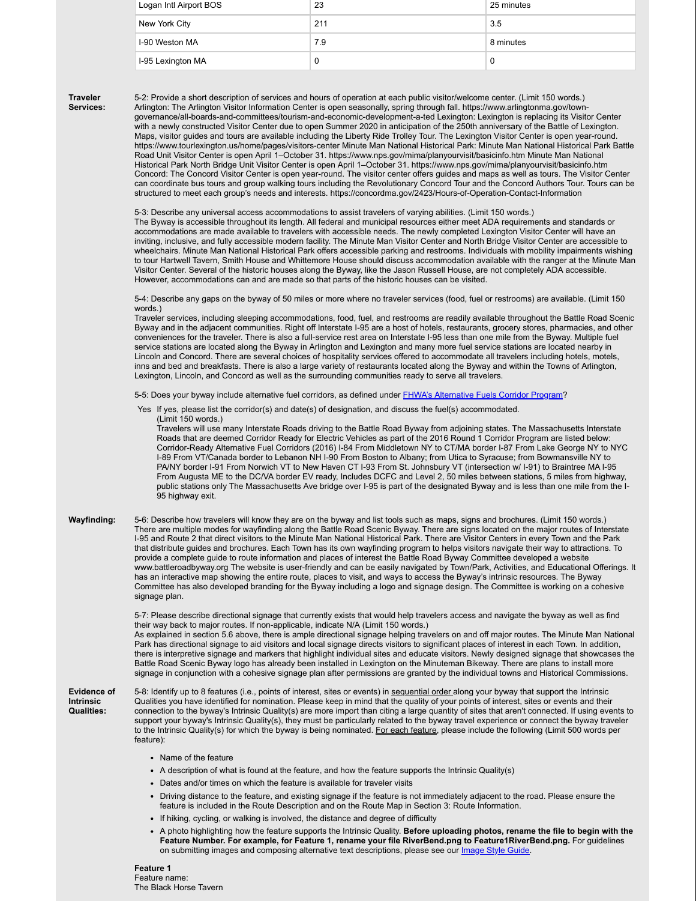| Logan Intl Airport BOS | 23 | 25 minutes |
|---|---|---|
| New York City | 211 | 3.5 |
| I-90 Weston MA | 7.9 | 8 minutes |
| I-95 Lexington MA | 0 | 0 |

**Traveler Services:**

5-2: Provide a short description of services and hours of operation at each public visitor/welcome center. (Limit 150 words.)
Arlington: The Arlington Visitor Information Center is open seasonally, spring through fall. https://www.arlingtonma.gov/town-governance/all-boards-and-committees/tourism-and-economic-development-a-ted Lexington: Lexington is replacing its Visitor Center with a newly constructed Visitor Center due to open Summer 2020 in anticipation of the 250th anniversary of the Battle of Lexington. Maps, visitor guides and tours are available including the Liberty Ride Trolley Tour. The Lexington Visitor Center is open year-round. https://www.tourlexington.us/home/pages/visitors-center Minute Man National Historical Park: Minute Man National Historical Park Battle Road Unit Visitor Center is open April 1–October 31. https://www.nps.gov/mima/planyourvisit/basicinfo.htm Minute Man National Historical Park North Bridge Unit Visitor Center is open April 1–October 31. https://www.nps.gov/mima/planyourvisit/basicinfo.htm Concord: The Concord Visitor Center is open year-round. The visitor center offers guides and maps as well as tours. The Visitor Center can coordinate bus tours and group walking tours including the Revolutionary Concord Tour and the Concord Authors Tour. Tours can be structured to meet each group's needs and interests. https://concordma.gov/2423/Hours-of-Operation-Contact-Information

5-3: Describe any universal access accommodations to assist travelers of varying abilities. (Limit 150 words.)
The Byway is accessible throughout its length. All federal and municipal resources either meet ADA requirements and standards or accommodations are made available to travelers with accessible needs. The newly completed Lexington Visitor Center will have an inviting, inclusive, and fully accessible modern facility. The Minute Man Visitor Center and North Bridge Visitor Center are accessible to wheelchairs. Minute Man National Historical Park offers accessible parking and restrooms. Individuals with mobility impairments wishing to tour Hartwell Tavern, Smith House and Whittemore House should discuss accommodation available with the ranger at the Minute Man Visitor Center. Several of the historic houses along the Byway, like the Jason Russell House, are not completely ADA accessible. However, accommodations can and are made so that parts of the historic houses can be visited.

5-4: Describe any gaps on the byway of 50 miles or more where no traveler services (food, fuel or restrooms) are available. (Limit 150 words.)
Traveler services, including sleeping accommodations, food, fuel, and restrooms are readily available throughout the Battle Road Scenic Byway and in the adjacent communities. Right off Interstate I-95 are a host of hotels, restaurants, grocery stores, pharmacies, and other conveniences for the traveler. There is also a full-service rest area on Interstate I-95 less than one mile from the Byway. Multiple fuel service stations are located along the Byway in Arlington and Lexington and many more fuel service stations are located nearby in Lincoln and Concord. There are several choices of hospitality services offered to accommodate all travelers including hotels, motels, inns and bed and breakfasts. There is also a large variety of restaurants located along the Byway and within the Towns of Arlington, Lexington, Lincoln, and Concord as well as the surrounding communities ready to serve all travelers.

5-5: Does your byway include alternative fuel corridors, as defined under FHWA's Alternative Fuels Corridor Program?

Yes If yes, please list the corridor(s) and date(s) of designation, and discuss the fuel(s) accommodated. (Limit 150 words.)
Travelers will use many Interstate Roads driving to the Battle Road Byway from adjoining states. The Massachusetts Interstate Roads that are deemed Corridor Ready for Electric Vehicles as part of the 2016 Round 1 Corridor Program are listed below: Corridor-Ready Alternative Fuel Corridors (2016) I-84 From Middletown NY to CT/MA border I-87 From Lake George NY to NYC I-89 From VT/Canada border to Lebanon NH I-90 From Boston to Albany; from Utica to Syracuse; from Bowmansville NY to PA/NY border I-91 From Norwich VT to New Haven CT I-93 From St. Johnsbury VT (intersection w/ I-91) to Braintree MA I-95 From Augusta ME to the DC/VA border EV ready, Includes DCFC and Level 2, 50 miles between stations, 5 miles from highway, public stations only The Massachusetts Ave bridge over I-95 is part of the designated Byway and is less than one mile from the I-95 highway exit.

**Wayfinding:**

5-6: Describe how travelers will know they are on the byway and list tools such as maps, signs and brochures. (Limit 150 words.)
There are multiple modes for wayfinding along the Battle Road Scenic Byway. There are signs located on the major routes of Interstate I-95 and Route 2 that direct visitors to the Minute Man National Historical Park. There are Visitor Centers in every Town and the Park that distribute guides and brochures. Each Town has its own wayfinding program to helps visitors navigate their way to attractions. To provide a complete guide to route information and places of interest the Battle Road Byway Committee developed a website www.battleroadbyway.org The website is user-friendly and can be easily navigated by Town/Park, Activities, and Educational Offerings. It has an interactive map showing the entire route, places to visit, and ways to access the Byway's intrinsic resources. The Byway Committee has also developed branding for the Byway including a logo and signage design. The Committee is working on a cohesive signage plan.

5-7: Please describe directional signage that currently exists that would help travelers access and navigate the byway as well as find their way back to major routes. If non-applicable, indicate N/A (Limit 150 words.)
As explained in section 5.6 above, there is ample directional signage helping travelers on and off major routes. The Minute Man National Park has directional signage to aid visitors and local signage directs visitors to significant places of interest in each Town. In addition, there is interpretive signage and markers that highlight individual sites and educate visitors. Newly designed signage that showcases the Battle Road Scenic Byway logo has already been installed in Lexington on the Minuteman Bikeway. There are plans to install more signage in conjunction with a cohesive signage plan after permissions are granted by the individual towns and Historical Commissions.

**Evidence of Intrinsic Qualities:**

5-8: Identify up to 8 features (i.e., points of interest, sites or events) in sequential order along your byway that support the Intrinsic Qualities you have identified for nomination. Please keep in mind that the quality of your points of interest, sites or events and their connection to the byway's Intrinsic Quality(s) are more import than citing a large quantity of sites that aren't connected. If using events to support your byway's Intrinsic Quality(s), they must be particularly related to the byway travel experience or connect the byway traveler to the Intrinsic Quality(s) for which the byway is being nominated. For each feature, please include the following (Limit 500 words per feature):

- Name of the feature
- A description of what is found at the feature, and how the feature supports the Intrinsic Quality(s)
- Dates and/or times on which the feature is available for traveler visits
- Driving distance to the feature, and existing signage if the feature is not immediately adjacent to the road. Please ensure the feature is included in the Route Description and on the Route Map in Section 3: Route Information.
- If hiking, cycling, or walking is involved, the distance and degree of difficulty
- A photo highlighting how the feature supports the Intrinsic Quality. **Before uploading photos, rename the file to begin with the Feature Number. For example, for Feature 1, rename your file RiverBend.png to Feature1RiverBend.png.** For guidelines on submitting images and composing alternative text descriptions, please see our Image Style Guide.

**Feature 1**
Feature name:
The Black Horse Tavern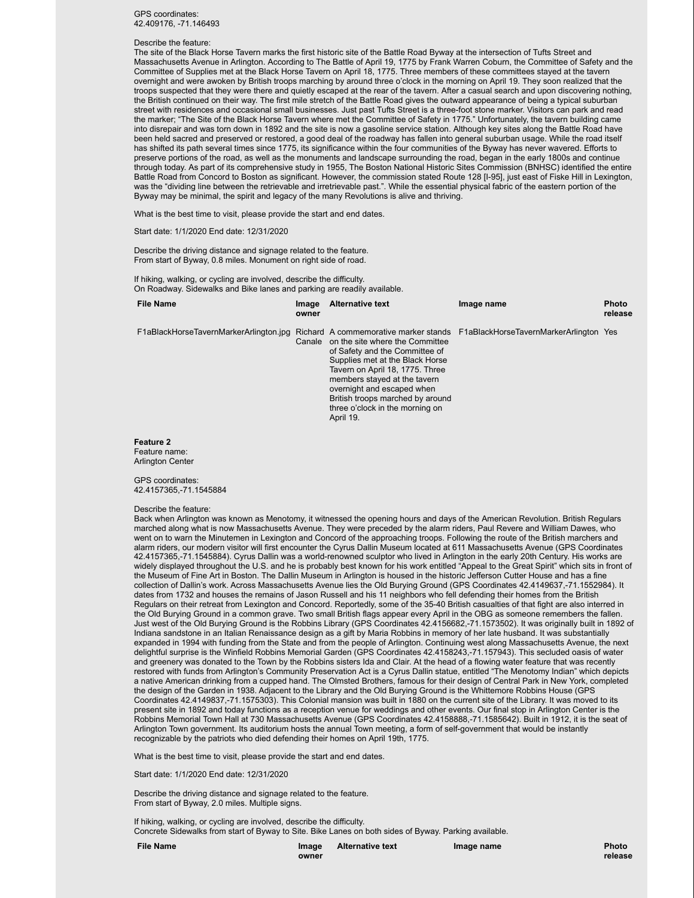GPS coordinates:
42.409176, -71.146493

Describe the feature:
The site of the Black Horse Tavern marks the first historic site of the Battle Road Byway at the intersection of Tufts Street and Massachusetts Avenue in Arlington. According to The Battle of April 19, 1775 by Frank Warren Coburn, the Committee of Safety and the Committee of Supplies met at the Black Horse Tavern on April 18, 1775. Three members of these committees stayed at the tavern overnight and were awoken by British troops marching by around three o'clock in the morning on April 19. They soon realized that the troops suspected that they were there and quietly escaped at the rear of the tavern. After a casual search and upon discovering nothing, the British continued on their way. The first mile stretch of the Battle Road gives the outward appearance of being a typical suburban street with residences and occasional small businesses. Just past Tufts Street is a three-foot stone marker. Visitors can park and read the marker; "The Site of the Black Horse Tavern where met the Committee of Safety in 1775." Unfortunately, the tavern building came into disrepair and was torn down in 1892 and the site is now a gasoline service station. Although key sites along the Battle Road have been held sacred and preserved or restored, a good deal of the roadway has fallen into general suburban usage. While the road itself has shifted its path several times since 1775, its significance within the four communities of the Byway has never wavered. Efforts to preserve portions of the road, as well as the monuments and landscape surrounding the road, began in the early 1800s and continue through today. As part of its comprehensive study in 1955, The Boston National Historic Sites Commission (BNHSC) identified the entire Battle Road from Concord to Boston as significant. However, the commission stated Route 128 [I-95], just east of Fiske Hill in Lexington, was the "dividing line between the retrievable and irretrievable past.". While the essential physical fabric of the eastern portion of the Byway may be minimal, the spirit and legacy of the many Revolutions is alive and thriving.

What is the best time to visit, please provide the start and end dates.

Start date: 1/1/2020 End date: 12/31/2020

Describe the driving distance and signage related to the feature.
From start of Byway, 0.8 miles. Monument on right side of road.

If hiking, walking, or cycling are involved, describe the difficulty.
On Roadway. Sidewalks and Bike lanes and parking are readily available.

| File Name | Image owner | Alternative text | Image name | Photo release |
|---|---|---|---|---|
| F1aBlackHorseTavernMarkerArlington.jpg | Richard Canale | A commemorative marker stands on the site where the Committee of Safety and the Committee of Supplies met at the Black Horse Tavern on April 18, 1775. Three members stayed at the tavern overnight and escaped when British troops marched by around three o'clock in the morning on April 19. | F1aBlackHorseTavernMarkerArlington | Yes |

**Feature 2**
Feature name:
Arlington Center

GPS coordinates:
42.4157365,-71.1545884

Describe the feature:
Back when Arlington was known as Menotomy, it witnessed the opening hours and days of the American Revolution. British Regulars marched along what is now Massachusetts Avenue. They were preceded by the alarm riders, Paul Revere and William Dawes, who went on to warn the Minutemen in Lexington and Concord of the approaching troops. Following the route of the British marchers and alarm riders, our modern visitor will first encounter the Cyrus Dallin Museum located at 611 Massachusetts Avenue (GPS Coordinates 42.4157365,-71.1545884). Cyrus Dallin was a world-renowned sculptor who lived in Arlington in the early 20th Century. His works are widely displayed throughout the U.S. and he is probably best known for his work entitled "Appeal to the Great Spirit" which sits in front of the Museum of Fine Art in Boston. The Dallin Museum in Arlington is housed in the historic Jefferson Cutter House and has a fine collection of Dallin's work. Across Massachusetts Avenue lies the Old Burying Ground (GPS Coordinates 42.4149637,-71.1552984). It dates from 1732 and houses the remains of Jason Russell and his 11 neighbors who fell defending their homes from the British Regulars on their retreat from Lexington and Concord. Reportedly, some of the 35-40 British casualties of that fight are also interred in the Old Burying Ground in a common grave. Two small British flags appear every April in the OBG as someone remembers the fallen. Just west of the Old Burying Ground is the Robbins Library (GPS Coordinates 42.4156682,-71.1573502). It was originally built in 1892 of Indiana sandstone in an Italian Renaissance design as a gift by Maria Robbins in memory of her late husband. It was substantially expanded in 1994 with funding from the State and from the people of Arlington. Continuing west along Massachusetts Avenue, the next delightful surprise is the Winfield Robbins Memorial Garden (GPS Coordinates 42.4158243,-71.157943). This secluded oasis of water and greenery was donated to the Town by the Robbins sisters Ida and Clair. At the head of a flowing water feature that was recently restored with funds from Arlington's Community Preservation Act is a Cyrus Dallin statue, entitled "The Menotomy Indian" which depicts a native American drinking from a cupped hand. The Olmsted Brothers, famous for their design of Central Park in New York, completed the design of the Garden in 1938. Adjacent to the Library and the Old Burying Ground is the Whittemore Robbins House (GPS Coordinates 42.4149837,-71.1575303). This Colonial mansion was built in 1880 on the current site of the Library. It was moved to its present site in 1892 and today functions as a reception venue for weddings and other events. Our final stop in Arlington Center is the Robbins Memorial Town Hall at 730 Massachusetts Avenue (GPS Coordinates 42.4158888,-71.1585642). Built in 1912, it is the seat of Arlington Town government. Its auditorium hosts the annual Town meeting, a form of self-government that would be instantly recognizable by the patriots who died defending their homes on April 19th, 1775.

What is the best time to visit, please provide the start and end dates.

Start date: 1/1/2020 End date: 12/31/2020

Describe the driving distance and signage related to the feature.
From start of Byway, 2.0 miles. Multiple signs.

If hiking, walking, or cycling are involved, describe the difficulty.
Concrete Sidewalks from start of Byway to Site. Bike Lanes on both sides of Byway. Parking available.

| File Name | Image owner | Alternative text | Image name | Photo release |
|---|---|---|---|---|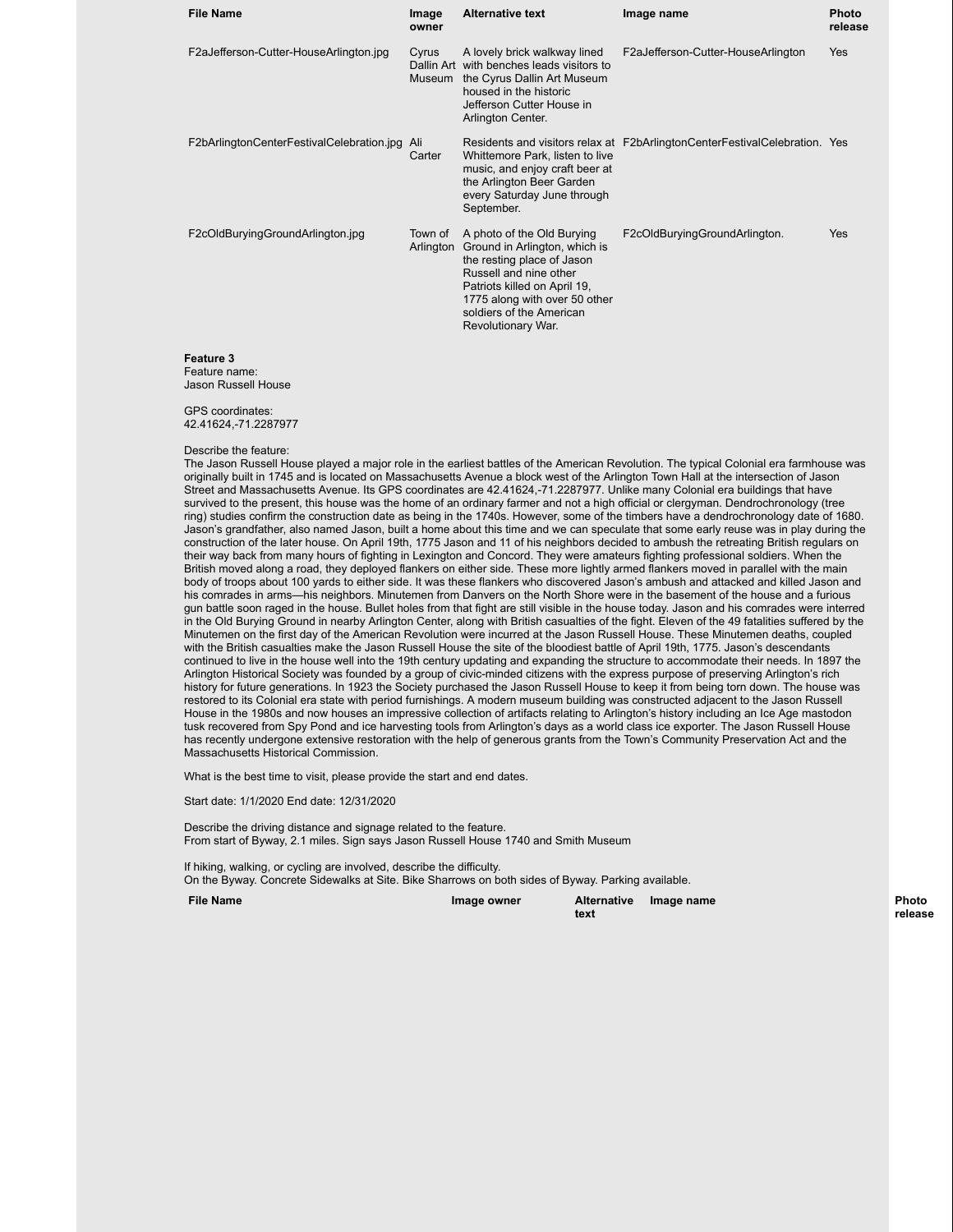| File Name | Image owner | Alternative text | Image name | Photo release |
|---|---|---|---|---|
| F2aJefferson-Cutter-HouseArlington.jpg | Cyrus Dallin Art Museum | A lovely brick walkway lined with benches leads visitors to the Cyrus Dallin Art Museum housed in the historic Jefferson Cutter House in Arlington Center. | F2aJefferson-Cutter-HouseArlington | Yes |
| F2bArlingtonCenterFestivalCelebration.jpg | Ali Carter | Residents and visitors relax at Whittemore Park, listen to live music, and enjoy craft beer at the Arlington Beer Garden every Saturday June through September. | F2bArlingtonCenterFestivalCelebration. | Yes |
| F2cOldBuryingGroundArlington.jpg | Town of Arlington | A photo of the Old Burying Ground in Arlington, which is the resting place of Jason Russell and nine other Patriots killed on April 19, 1775 along with over 50 other soldiers of the American Revolutionary War. | F2cOldBuryingGroundArlington. | Yes |

**Feature 3**
Feature name:
Jason Russell House

GPS coordinates:
42.41624,-71.2287977

Describe the feature:
The Jason Russell House played a major role in the earliest battles of the American Revolution. The typical Colonial era farmhouse was originally built in 1745 and is located on Massachusetts Avenue a block west of the Arlington Town Hall at the intersection of Jason Street and Massachusetts Avenue. Its GPS coordinates are 42.41624,-71.2287977. Unlike many Colonial era buildings that have survived to the present, this house was the home of an ordinary farmer and not a high official or clergyman. Dendrochronology (tree ring) studies confirm the construction date as being in the 1740s. However, some of the timbers have a dendrochronology date of 1680. Jason's grandfather, also named Jason, built a home about this time and we can speculate that some early reuse was in play during the construction of the later house. On April 19th, 1775 Jason and 11 of his neighbors decided to ambush the retreating British regulars on their way back from many hours of fighting in Lexington and Concord. They were amateurs fighting professional soldiers. When the British moved along a road, they deployed flankers on either side. These more lightly armed flankers moved in parallel with the main body of troops about 100 yards to either side. It was these flankers who discovered Jason's ambush and attacked and killed Jason and his comrades in arms—his neighbors. Minutemen from Danvers on the North Shore were in the basement of the house and a furious gun battle soon raged in the house. Bullet holes from that fight are still visible in the house today. Jason and his comrades were interred in the Old Burying Ground in nearby Arlington Center, along with British casualties of the fight. Eleven of the 49 fatalities suffered by the Minutemen on the first day of the American Revolution were incurred at the Jason Russell House. These Minutemen deaths, coupled with the British casualties make the Jason Russell House the site of the bloodiest battle of April 19th, 1775. Jason's descendants continued to live in the house well into the 19th century updating and expanding the structure to accommodate their needs. In 1897 the Arlington Historical Society was founded by a group of civic-minded citizens with the express purpose of preserving Arlington's rich history for future generations. In 1923 the Society purchased the Jason Russell House to keep it from being torn down. The house was restored to its Colonial era state with period furnishings. A modern museum building was constructed adjacent to the Jason Russell House in the 1980s and now houses an impressive collection of artifacts relating to Arlington's history including an Ice Age mastodon tusk recovered from Spy Pond and ice harvesting tools from Arlington's days as a world class ice exporter. The Jason Russell House has recently undergone extensive restoration with the help of generous grants from the Town's Community Preservation Act and the Massachusetts Historical Commission.

What is the best time to visit, please provide the start and end dates.

Start date: 1/1/2020 End date: 12/31/2020

Describe the driving distance and signage related to the feature.
From start of Byway, 2.1 miles. Sign says Jason Russell House 1740 and Smith Museum

If hiking, walking, or cycling are involved, describe the difficulty.
On the Byway. Concrete Sidewalks at Site. Bike Sharrows on both sides of Byway. Parking available.

| File Name | Image owner | Alternative text | Image name | Photo release |
|---|---|---|---|---|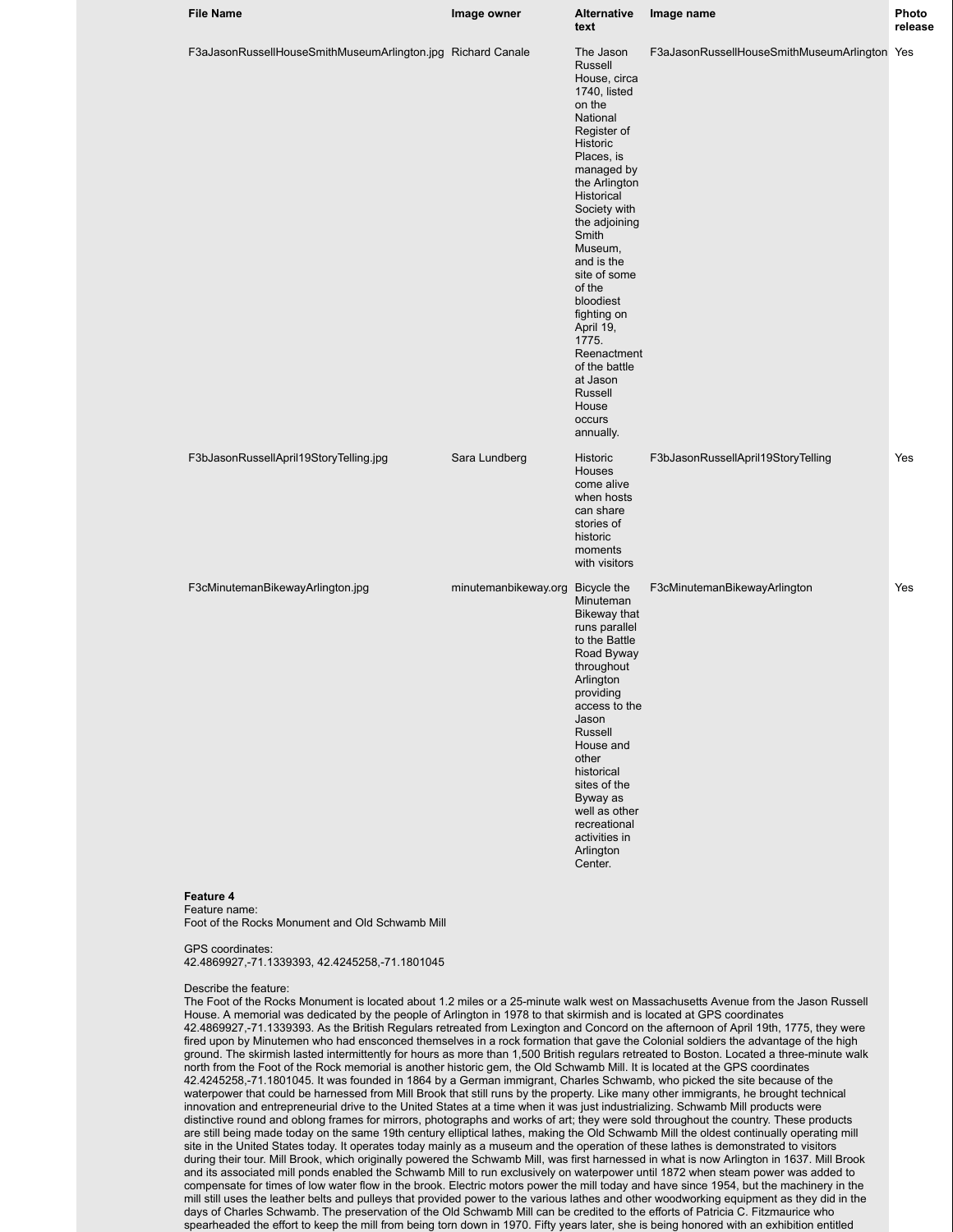| File Name | Image owner | Alternative text | Image name | Photo release |
|---|---|---|---|---|
| F3aJasonRussellHouseSmithMuseumArlington.jpg | Richard Canale | The Jason Russell House, circa 1740, listed on the National Register of Historic Places, is managed by the Arlington Historical Society with the adjoining Smith Museum, and is the site of some of the bloodiest fighting on April 19, 1775. Reenactment of the battle at Jason Russell House occurs annually. | F3aJasonRussellHouseSmithMuseumArlington | Yes |
| F3bJasonRussellApril19StoryTelling.jpg | Sara Lundberg | Historic Houses come alive when hosts can share stories of historic moments with visitors | F3bJasonRussellApril19StoryTelling | Yes |
| F3cMinutemanBikewayArlington.jpg | minutemanbikeway.org | Bicycle the Minuteman Bikeway that runs parallel to the Battle Road Byway throughout Arlington providing access to the Jason Russell House and other historical sites of the Byway as well as other recreational activities in Arlington Center. | F3cMinutemanBikewayArlington | Yes |

**Feature 4**
Feature name:
Foot of the Rocks Monument and Old Schwamb Mill

GPS coordinates:
42.4869927,-71.1339393, 42.4245258,-71.1801045

Describe the feature:
The Foot of the Rocks Monument is located about 1.2 miles or a 25-minute walk west on Massachusetts Avenue from the Jason Russell House. A memorial was dedicated by the people of Arlington in 1978 to that skirmish and is located at GPS coordinates 42.4869927,-71.1339393. As the British Regulars retreated from Lexington and Concord on the afternoon of April 19th, 1775, they were fired upon by Minutemen who had ensconced themselves in a rock formation that gave the Colonial soldiers the advantage of the high ground. The skirmish lasted intermittently for hours as more than 1,500 British regulars retreated to Boston. Located a three-minute walk north from the Foot of the Rock memorial is another historic gem, the Old Schwamb Mill. It is located at the GPS coordinates 42.4245258,-71.1801045. It was founded in 1864 by a German immigrant, Charles Schwamb, who picked the site because of the waterpower that could be harnessed from Mill Brook that still runs by the property. Like many other immigrants, he brought technical innovation and entrepreneurial drive to the United States at a time when it was just industrializing. Schwamb Mill products were distinctive round and oblong frames for mirrors, photographs and works of art; they were sold throughout the country. These products are still being made today on the same 19th century elliptical lathes, making the Old Schwamb Mill the oldest continually operating mill site in the United States today. It operates today mainly as a museum and the operation of these lathes is demonstrated to visitors during their tour. Mill Brook, which originally powered the Schwamb Mill, was first harnessed in what is now Arlington in 1637. Mill Brook and its associated mill ponds enabled the Schwamb Mill to run exclusively on waterpower until 1872 when steam power was added to compensate for times of low water flow in the brook. Electric motors power the mill today and have since 1954, but the machinery in the mill still uses the leather belts and pulleys that provided power to the various lathes and other woodworking equipment as they did in the days of Charles Schwamb. The preservation of the Old Schwamb Mill can be credited to the efforts of Patricia C. Fitzmaurice who spearheaded the effort to keep the mill from being torn down in 1970. Fifty years later, she is being honored with an exhibition entitled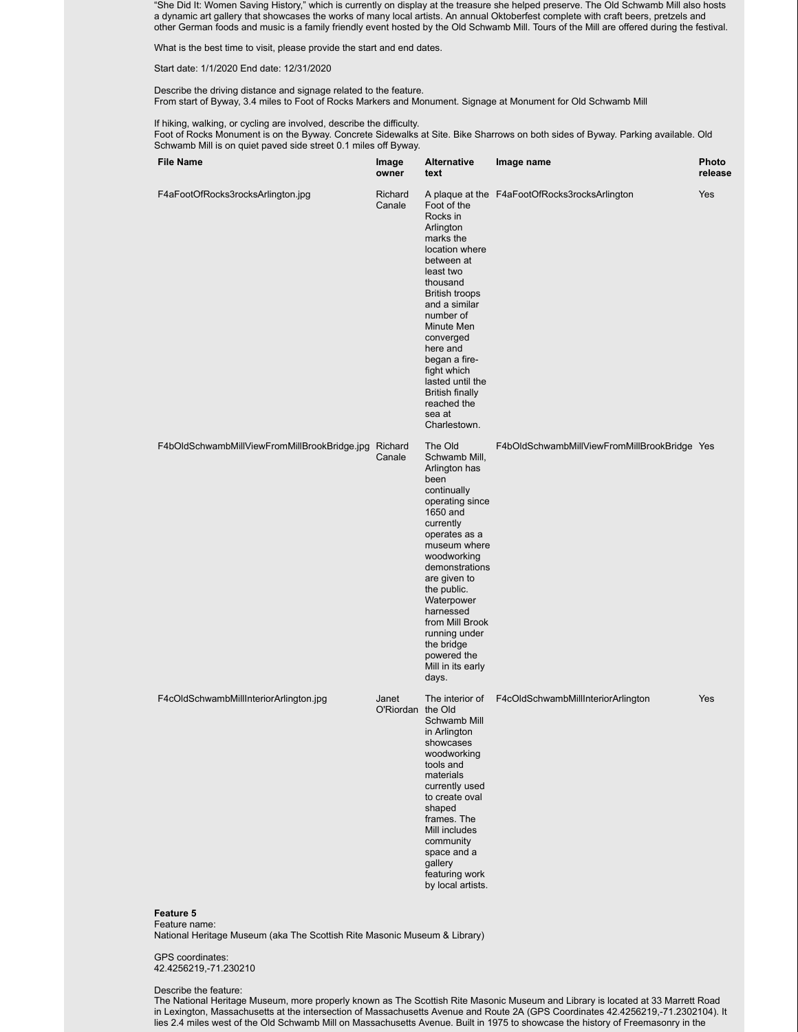“She Did It: Women Saving History,” which is currently on display at the treasure she helped preserve. The Old Schwamb Mill also hosts a dynamic art gallery that showcases the works of many local artists. An annual Oktoberfest complete with craft beers, pretzels and other German foods and music is a family friendly event hosted by the Old Schwamb Mill. Tours of the Mill are offered during the festival.

What is the best time to visit, please provide the start and end dates.

Start date: 1/1/2020 End date: 12/31/2020

Describe the driving distance and signage related to the feature.
From start of Byway, 3.4 miles to Foot of Rocks Markers and Monument. Signage at Monument for Old Schwamb Mill

If hiking, walking, or cycling are involved, describe the difficulty.
Foot of Rocks Monument is on the Byway. Concrete Sidewalks at Site. Bike Sharrows on both sides of Byway. Parking available. Old Schwamb Mill is on quiet paved side street 0.1 miles off Byway.

| File Name | Image owner | Alternative text | Image name | Photo release |
|---|---|---|---|---|
| F4aFootOfRocks3rocksArlington.jpg | Richard Canale | A plaque at the Foot of the Rocks in Arlington marks the location where between at least two thousand British troops and a similar number of Minute Men converged here and began a fire-fight which lasted until the British finally reached the sea at Charlestown. | F4aFootOfRocks3rocksArlington | Yes |
| F4bOldSchwambMillViewFromMillBrookBridge.jpg | Richard Canale | The Old Schwamb Mill, Arlington has been continually operating since 1650 and currently operates as a museum where woodworking demonstrations are given to the public. Waterpower harnessed from Mill Brook running under the bridge powered the Mill in its early days. | F4bOldSchwambMillViewFromMillBrookBridge | Yes |
| F4cOldSchwambMillInteriorArlington.jpg | Janet O'Riordan | The interior of the Old Schwamb Mill in Arlington showcases woodworking tools and materials currently used to create oval shaped frames. The Mill includes community space and a gallery featuring work by local artists. | F4cOldSchwambMillInteriorArlington | Yes |

**Feature 5**
Feature name:
National Heritage Museum (aka The Scottish Rite Masonic Museum & Library)

GPS coordinates:
42.4256219,-71.230210

Describe the feature:
The National Heritage Museum, more properly known as The Scottish Rite Masonic Museum and Library is located at 33 Marrett Road in Lexington, Massachusetts at the intersection of Massachusetts Avenue and Route 2A (GPS Coordinates 42.4256219,-71.2302104). It lies 2.4 miles west of the Old Schwamb Mill on Massachusetts Avenue. Built in 1975 to showcase the history of Freemasonry in the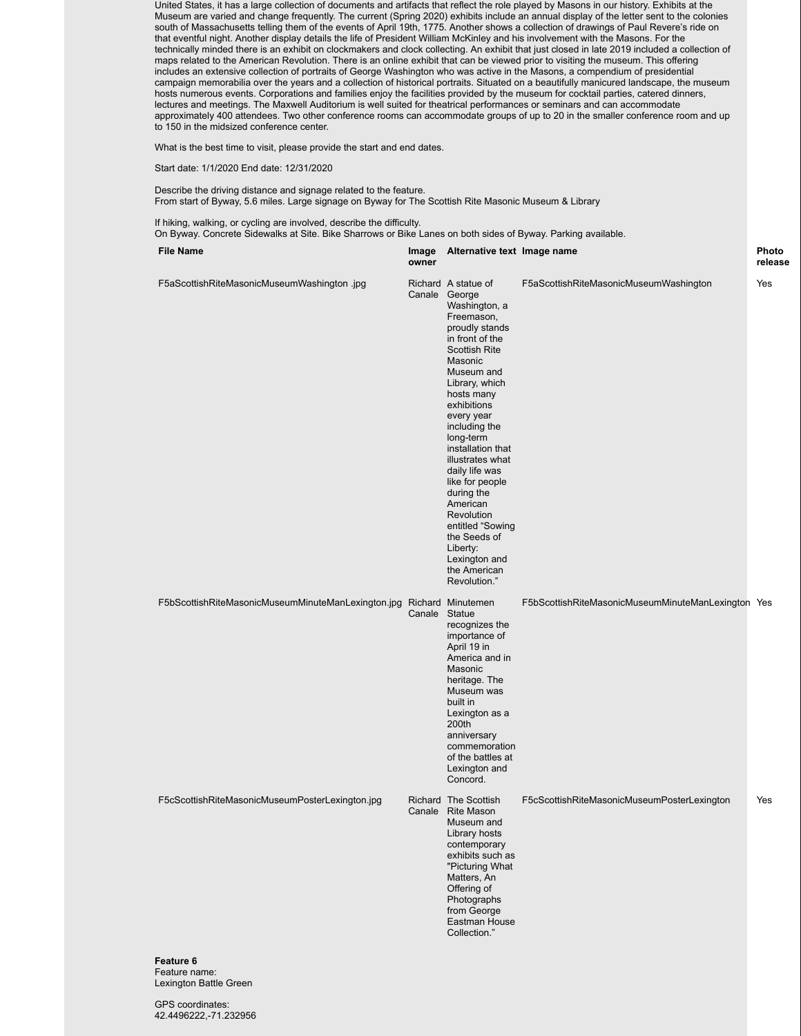United States, it has a large collection of documents and artifacts that reflect the role played by Masons in our history. Exhibits at the Museum are varied and change frequently. The current (Spring 2020) exhibits include an annual display of the letter sent to the colonies south of Massachusetts telling them of the events of April 19th, 1775. Another shows a collection of drawings of Paul Revere's ride on that eventful night. Another display details the life of President William McKinley and his involvement with the Masons. For the technically minded there is an exhibit on clockmakers and clock collecting. An exhibit that just closed in late 2019 included a collection of maps related to the American Revolution. There is an online exhibit that can be viewed prior to visiting the museum. This offering includes an extensive collection of portraits of George Washington who was active in the Masons, a compendium of presidential campaign memorabilia over the years and a collection of historical portraits. Situated on a beautifully manicured landscape, the museum hosts numerous events. Corporations and families enjoy the facilities provided by the museum for cocktail parties, catered dinners, lectures and meetings. The Maxwell Auditorium is well suited for theatrical performances or seminars and can accommodate approximately 400 attendees. Two other conference rooms can accommodate groups of up to 20 in the smaller conference room and up to 150 in the midsized conference center.

What is the best time to visit, please provide the start and end dates.

Start date: 1/1/2020 End date: 12/31/2020

Describe the driving distance and signage related to the feature.
From start of Byway, 5.6 miles. Large signage on Byway for The Scottish Rite Masonic Museum & Library

If hiking, walking, or cycling are involved, describe the difficulty.
On Byway. Concrete Sidewalks at Site. Bike Sharrows or Bike Lanes on both sides of Byway. Parking available.

| File Name | Image owner | Alternative text | Image name | Photo release |
|---|---|---|---|---|
| F5aScottishRiteMasonicMuseumWashington .jpg | Richard Canale | A statue of George Washington, a Freemason, proudly stands in front of the Scottish Rite Masonic Museum and Library, which hosts many exhibitions every year including the long-term installation that illustrates what daily life was like for people during the American Revolution entitled "Sowing the Seeds of Liberty: Lexington and the American Revolution." | F5aScottishRiteMasonicMuseumWashington | Yes |
| F5bScottishRiteMasonicMuseumMinuteManLexington.jpg | Richard Canale | Minutemen Statue recognizes the importance of April 19 in America and in Masonic heritage. The Museum was built in Lexington as a 200th anniversary commemoration of the battles at Lexington and Concord. | F5bScottishRiteMasonicMuseumMinuteManLexington | Yes |
| F5cScottishRiteMasonicMuseumPosterLexington.jpg | Richard Canale | The Scottish Rite Mason Museum and Library hosts contemporary exhibits such as "Picturing What Matters, An Offering of Photographs from George Eastman House Collection." | F5cScottishRiteMasonicMuseumPosterLexington | Yes |

**Feature 6**
Feature name:
Lexington Battle Green

GPS coordinates:
42.4496222,-71.232956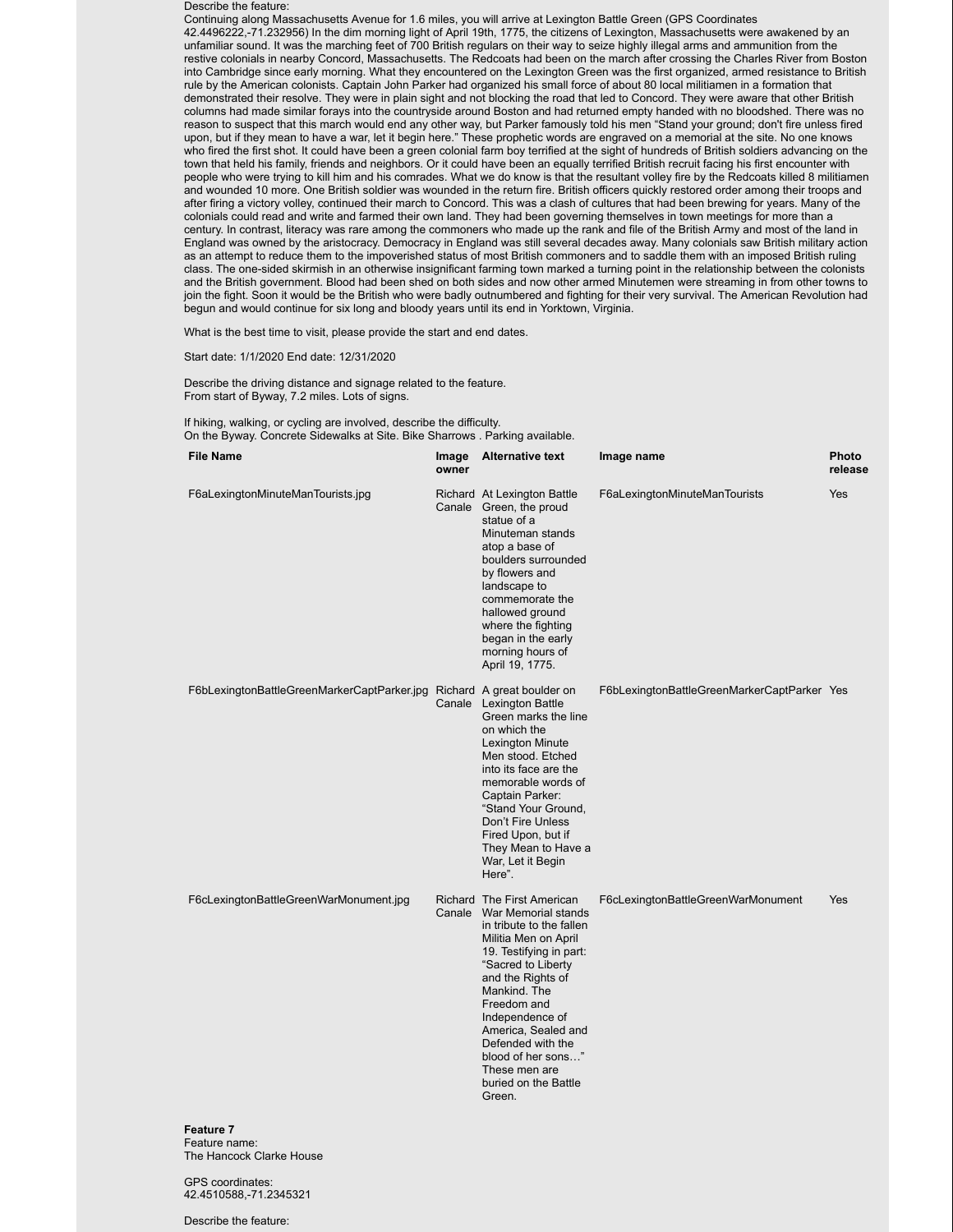Describe the feature:
Continuing along Massachusetts Avenue for 1.6 miles, you will arrive at Lexington Battle Green (GPS Coordinates 42.4496222,-71.232956) In the dim morning light of April 19th, 1775, the citizens of Lexington, Massachusetts were awakened by an unfamiliar sound. It was the marching feet of 700 British regulars on their way to seize highly illegal arms and ammunition from the restive colonials in nearby Concord, Massachusetts. The Redcoats had been on the march after crossing the Charles River from Boston into Cambridge since early morning. What they encountered on the Lexington Green was the first organized, armed resistance to British rule by the American colonists. Captain John Parker had organized his small force of about 80 local militiamen in a formation that demonstrated their resolve. They were in plain sight and not blocking the road that led to Concord. They were aware that other British columns had made similar forays into the countryside around Boston and had returned empty handed with no bloodshed. There was no reason to suspect that this march would end any other way, but Parker famously told his men "Stand your ground; don't fire unless fired upon, but if they mean to have a war, let it begin here." These prophetic words are engraved on a memorial at the site. No one knows who fired the first shot. It could have been a green colonial farm boy terrified at the sight of hundreds of British soldiers advancing on the town that held his family, friends and neighbors. Or it could have been an equally terrified British recruit facing his first encounter with people who were trying to kill him and his comrades. What we do know is that the resultant volley fire by the Redcoats killed 8 militiamen and wounded 10 more. One British soldier was wounded in the return fire. British officers quickly restored order among their troops and after firing a victory volley, continued their march to Concord. This was a clash of cultures that had been brewing for years. Many of the colonials could read and write and farmed their own land. They had been governing themselves in town meetings for more than a century. In contrast, literacy was rare among the commoners who made up the rank and file of the British Army and most of the land in England was owned by the aristocracy. Democracy in England was still several decades away. Many colonials saw British military action as an attempt to reduce them to the impoverished status of most British commoners and to saddle them with an imposed British ruling class. The one-sided skirmish in an otherwise insignificant farming town marked a turning point in the relationship between the colonists and the British government. Blood had been shed on both sides and now other armed Minutemen were streaming in from other towns to join the fight. Soon it would be the British who were badly outnumbered and fighting for their very survival. The American Revolution had begun and would continue for six long and bloody years until its end in Yorktown, Virginia.

What is the best time to visit, please provide the start and end dates.

Start date: 1/1/2020 End date: 12/31/2020

Describe the driving distance and signage related to the feature.
From start of Byway, 7.2 miles. Lots of signs.

If hiking, walking, or cycling are involved, describe the difficulty.
On the Byway. Concrete Sidewalks at Site. Bike Sharrows . Parking available.

| File Name | Image owner | Alternative text | Image name | Photo release |
|---|---|---|---|---|
| F6aLexingtonMinuteManTourists.jpg | Richard Canale | At Lexington Battle Green, the proud statue of a Minuteman stands atop a base of boulders surrounded by flowers and landscape to commemorate the hallowed ground where the fighting began in the early morning hours of April 19, 1775. | F6aLexingtonMinuteManTourists | Yes |
| F6bLexingtonBattleGreenMarkerCaptParker.jpg | Richard Canale | A great boulder on Lexington Battle Green marks the line on which the Lexington Minute Men stood. Etched into its face are the memorable words of Captain Parker: "Stand Your Ground, Don't Fire Unless Fired Upon, but if They Mean to Have a War, Let it Begin Here". | F6bLexingtonBattleGreenMarkerCaptParker | Yes |
| F6cLexingtonBattleGreenWarMonument.jpg | Richard Canale | The First American War Memorial stands in tribute to the fallen Militia Men on April 19. Testifying in part: "Sacred to Liberty and the Rights of Mankind. The Freedom and Independence of America, Sealed and Defended with the blood of her sons…" These men are buried on the Battle Green. | F6cLexingtonBattleGreenWarMonument | Yes |

**Feature 7**
Feature name:
The Hancock Clarke House

GPS coordinates:
42.4510588,-71.2345321

Describe the feature: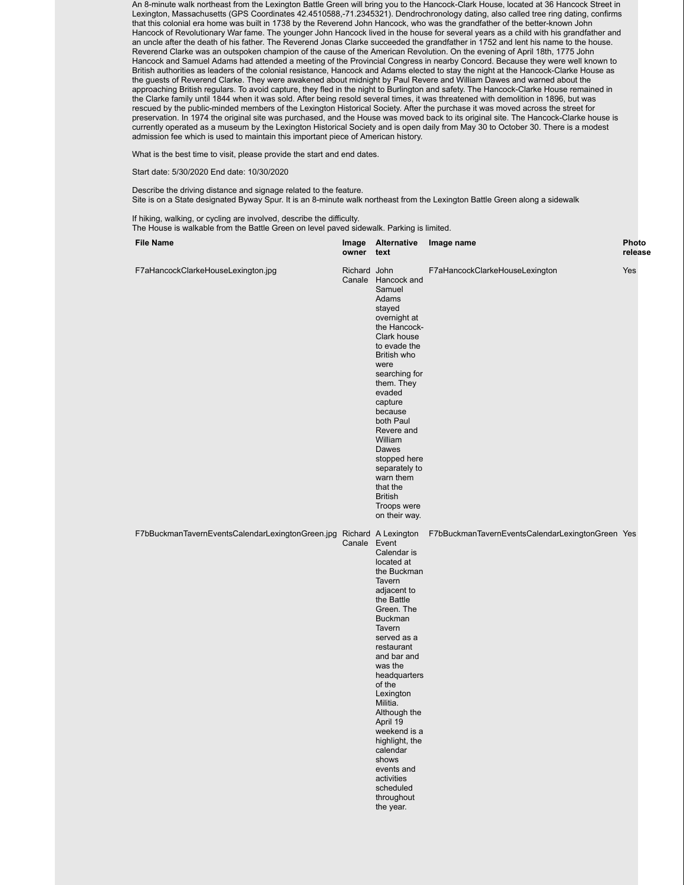An 8-minute walk northeast from the Lexington Battle Green will bring you to the Hancock-Clark House, located at 36 Hancock Street in Lexington, Massachusetts (GPS Coordinates 42.4510588,-71.2345321). Dendrochronology dating, also called tree ring dating, confirms that this colonial era home was built in 1738 by the Reverend John Hancock, who was the grandfather of the better-known John Hancock of Revolutionary War fame. The younger John Hancock lived in the house for several years as a child with his grandfather and an uncle after the death of his father. The Reverend Jonas Clarke succeeded the grandfather in 1752 and lent his name to the house. Reverend Clarke was an outspoken champion of the cause of the American Revolution. On the evening of April 18th, 1775 John Hancock and Samuel Adams had attended a meeting of the Provincial Congress in nearby Concord. Because they were well known to British authorities as leaders of the colonial resistance, Hancock and Adams elected to stay the night at the Hancock-Clarke House as the guests of Reverend Clarke. They were awakened about midnight by Paul Revere and William Dawes and warned about the approaching British regulars. To avoid capture, they fled in the night to Burlington and safety. The Hancock-Clarke House remained in the Clarke family until 1844 when it was sold. After being resold several times, it was threatened with demolition in 1896, but was rescued by the public-minded members of the Lexington Historical Society. After the purchase it was moved across the street for preservation. In 1974 the original site was purchased, and the House was moved back to its original site. The Hancock-Clarke house is currently operated as a museum by the Lexington Historical Society and is open daily from May 30 to October 30. There is a modest admission fee which is used to maintain this important piece of American history.

What is the best time to visit, please provide the start and end dates.

Start date: 5/30/2020 End date: 10/30/2020

Describe the driving distance and signage related to the feature.
Site is on a State designated Byway Spur. It is an 8-minute walk northeast from the Lexington Battle Green along a sidewalk

If hiking, walking, or cycling are involved, describe the difficulty.
The House is walkable from the Battle Green on level paved sidewalk. Parking is limited.

| File Name | Image owner | Alternative text | Image name | Photo release |
|---|---|---|---|---|
| F7aHancockClarkeHouseLexington.jpg | Richard Canale | John Hancock and Samuel Adams stayed overnight at the Hancock-Clark house to evade the British who were searching for them. They evaded capture because both Paul Revere and William Dawes stopped here separately to warn them that the British Troops were on their way. | F7aHancockClarkeHouseLexington | Yes |
| F7bBuckmanTavernEventsCalendarLexingtonGreen.jpg | Richard Canale | A Lexington Event Calendar is located at the Buckman Tavern adjacent to the Battle Green. The Buckman Tavern served as a restaurant and bar and was the headquarters of the Lexington Militia. Although the April 19 weekend is a highlight, the calendar shows events and activities scheduled throughout the year. | F7bBuckmanTavernEventsCalendarLexingtonGreen | Yes |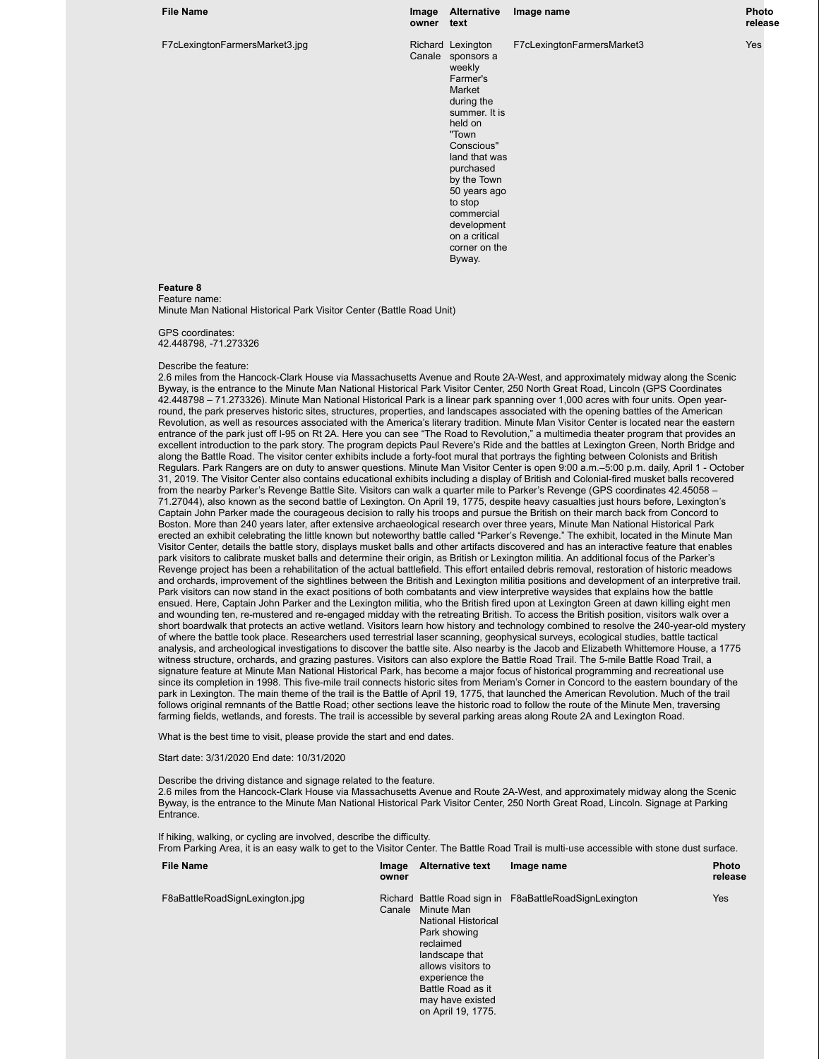| File Name | Image owner | Alternative text | Image name | Photo release |
|---|---|---|---|---|
| F7cLexingtonFarmersMarket3.jpg | Richard Canale | Lexington sponsors a weekly Farmer's Market during the summer. It is held on "Town Conscious" land that was purchased by the Town 50 years ago to stop commercial development on a critical corner on the Byway. | F7cLexingtonFarmersMarket3 | Yes |

**Feature 8**
Feature name:
Minute Man National Historical Park Visitor Center (Battle Road Unit)

GPS coordinates:
42.448798, -71.273326

Describe the feature:
2.6 miles from the Hancock-Clark House via Massachusetts Avenue and Route 2A-West, and approximately midway along the Scenic Byway, is the entrance to the Minute Man National Historical Park Visitor Center, 250 North Great Road, Lincoln (GPS Coordinates 42.448798 – 71.273326). Minute Man National Historical Park is a linear park spanning over 1,000 acres with four units. Open year-round, the park preserves historic sites, structures, properties, and landscapes associated with the opening battles of the American Revolution, as well as resources associated with the America's literary tradition. Minute Man Visitor Center is located near the eastern entrance of the park just off I-95 on Rt 2A. Here you can see "The Road to Revolution," a multimedia theater program that provides an excellent introduction to the park story. The program depicts Paul Revere's Ride and the battles at Lexington Green, North Bridge and along the Battle Road. The visitor center exhibits include a forty-foot mural that portrays the fighting between Colonists and British Regulars. Park Rangers are on duty to answer questions. Minute Man Visitor Center is open 9:00 a.m.–5:00 p.m. daily, April 1 - October 31, 2019. The Visitor Center also contains educational exhibits including a display of British and Colonial-fired musket balls recovered from the nearby Parker's Revenge Battle Site. Visitors can walk a quarter mile to Parker's Revenge (GPS coordinates 42.45058 – 71.27044), also known as the second battle of Lexington. On April 19, 1775, despite heavy casualties just hours before, Lexington's Captain John Parker made the courageous decision to rally his troops and pursue the British on their march back from Concord to Boston. More than 240 years later, after extensive archaeological research over three years, Minute Man National Historical Park erected an exhibit celebrating the little known but noteworthy battle called "Parker's Revenge." The exhibit, located in the Minute Man Visitor Center, details the battle story, displays musket balls and other artifacts discovered and has an interactive feature that enables park visitors to calibrate musket balls and determine their origin, as British or Lexington militia. An additional focus of the Parker's Revenge project has been a rehabilitation of the actual battlefield. This effort entailed debris removal, restoration of historic meadows and orchards, improvement of the sightlines between the British and Lexington militia positions and development of an interpretive trail. Park visitors can now stand in the exact positions of both combatants and view interpretive waysides that explains how the battle ensued. Here, Captain John Parker and the Lexington militia, who the British fired upon at Lexington Green at dawn killing eight men and wounding ten, re-mustered and re-engaged midday with the retreating British. To access the British position, visitors walk over a short boardwalk that protects an active wetland. Visitors learn how history and technology combined to resolve the 240-year-old mystery of where the battle took place. Researchers used terrestrial laser scanning, geophysical surveys, ecological studies, battle tactical analysis, and archeological investigations to discover the battle site. Also nearby is the Jacob and Elizabeth Whittemore House, a 1775 witness structure, orchards, and grazing pastures. Visitors can also explore the Battle Road Trail. The 5-mile Battle Road Trail, a signature feature at Minute Man National Historical Park, has become a major focus of historical programming and recreational use since its completion in 1998. This five-mile trail connects historic sites from Meriam's Corner in Concord to the eastern boundary of the park in Lexington. The main theme of the trail is the Battle of April 19, 1775, that launched the American Revolution. Much of the trail follows original remnants of the Battle Road; other sections leave the historic road to follow the route of the Minute Men, traversing farming fields, wetlands, and forests. The trail is accessible by several parking areas along Route 2A and Lexington Road.

What is the best time to visit, please provide the start and end dates.

Start date: 3/31/2020 End date: 10/31/2020

Describe the driving distance and signage related to the feature.
2.6 miles from the Hancock-Clark House via Massachusetts Avenue and Route 2A-West, and approximately midway along the Scenic Byway, is the entrance to the Minute Man National Historical Park Visitor Center, 250 North Great Road, Lincoln. Signage at Parking Entrance.

If hiking, walking, or cycling are involved, describe the difficulty.
From Parking Area, it is an easy walk to get to the Visitor Center. The Battle Road Trail is multi-use accessible with stone dust surface.

| File Name | Image owner | Alternative text | Image name | Photo release |
|---|---|---|---|---|
| F8aBattleRoadSignLexington.jpg | Richard Canale | Battle Road sign in Minute Man National Historical Park showing reclaimed landscape that allows visitors to experience the Battle Road as it may have existed on April 19, 1775. | F8aBattleRoadSignLexington | Yes |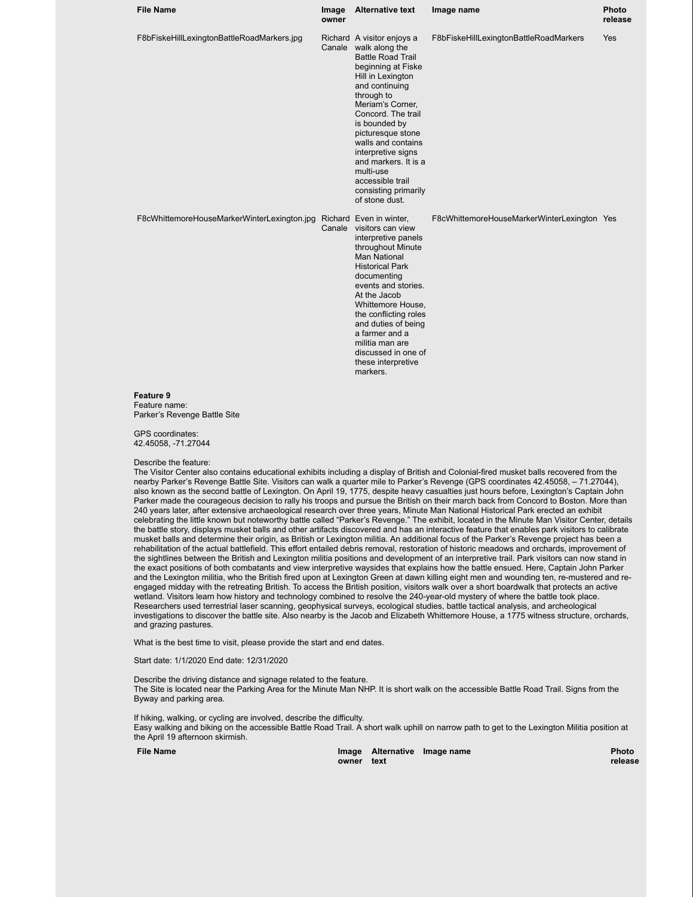| File Name | Image owner | Alternative text | Image name | Photo release |
|---|---|---|---|---|
| F8bFiskeHillLexingtonBattleRoadMarkers.jpg | Richard Canale | A visitor enjoys a walk along the Battle Road Trail beginning at Fiske Hill in Lexington and continuing through to Meriam's Corner, Concord. The trail is bounded by picturesque stone walls and contains interpretive signs and markers. It is a multi-use accessible trail consisting primarily of stone dust. | F8bFiskeHillLexingtonBattleRoadMarkers | Yes |
| F8cWhittemoreHouseMarkerWinterLexington.jpg | Richard Canale | Even in winter, visitors can view interpretive panels throughout Minute Man National Historical Park documenting events and stories. At the Jacob Whittemore House, the conflicting roles and duties of being a farmer and a militia man are discussed in one of these interpretive markers. | F8cWhittemoreHouseMarkerWinterLexington | Yes |

**Feature 9**

Feature name:
Parker's Revenge Battle Site

GPS coordinates:
42.45058, -71.27044

Describe the feature:
The Visitor Center also contains educational exhibits including a display of British and Colonial-fired musket balls recovered from the nearby Parker's Revenge Battle Site. Visitors can walk a quarter mile to Parker's Revenge (GPS coordinates 42.45058, – 71.27044), also known as the second battle of Lexington. On April 19, 1775, despite heavy casualties just hours before, Lexington's Captain John Parker made the courageous decision to rally his troops and pursue the British on their march back from Concord to Boston. More than 240 years later, after extensive archaeological research over three years, Minute Man National Historical Park erected an exhibit celebrating the little known but noteworthy battle called "Parker's Revenge." The exhibit, located in the Minute Man Visitor Center, details the battle story, displays musket balls and other artifacts discovered and has an interactive feature that enables park visitors to calibrate musket balls and determine their origin, as British or Lexington militia. An additional focus of the Parker's Revenge project has been a rehabilitation of the actual battlefield. This effort entailed debris removal, restoration of historic meadows and orchards, improvement of the sightlines between the British and Lexington militia positions and development of an interpretive trail. Park visitors can now stand in the exact positions of both combatants and view interpretive waysides that explains how the battle ensued. Here, Captain John Parker and the Lexington militia, who the British fired upon at Lexington Green at dawn killing eight men and wounding ten, re-mustered and re-engaged midday with the retreating British. To access the British position, visitors walk over a short boardwalk that protects an active wetland. Visitors learn how history and technology combined to resolve the 240-year-old mystery of where the battle took place. Researchers used terrestrial laser scanning, geophysical surveys, ecological studies, battle tactical analysis, and archeological investigations to discover the battle site. Also nearby is the Jacob and Elizabeth Whittemore House, a 1775 witness structure, orchards, and grazing pastures.

What is the best time to visit, please provide the start and end dates.

Start date: 1/1/2020 End date: 12/31/2020

Describe the driving distance and signage related to the feature.
The Site is located near the Parking Area for the Minute Man NHP. It is short walk on the accessible Battle Road Trail. Signs from the Byway and parking area.

If hiking, walking, or cycling are involved, describe the difficulty.
Easy walking and biking on the accessible Battle Road Trail. A short walk uphill on narrow path to get to the Lexington Militia position at the April 19 afternoon skirmish.

| File Name | Image owner | Alternative text | Image name | Photo release |
|---|---|---|---|---|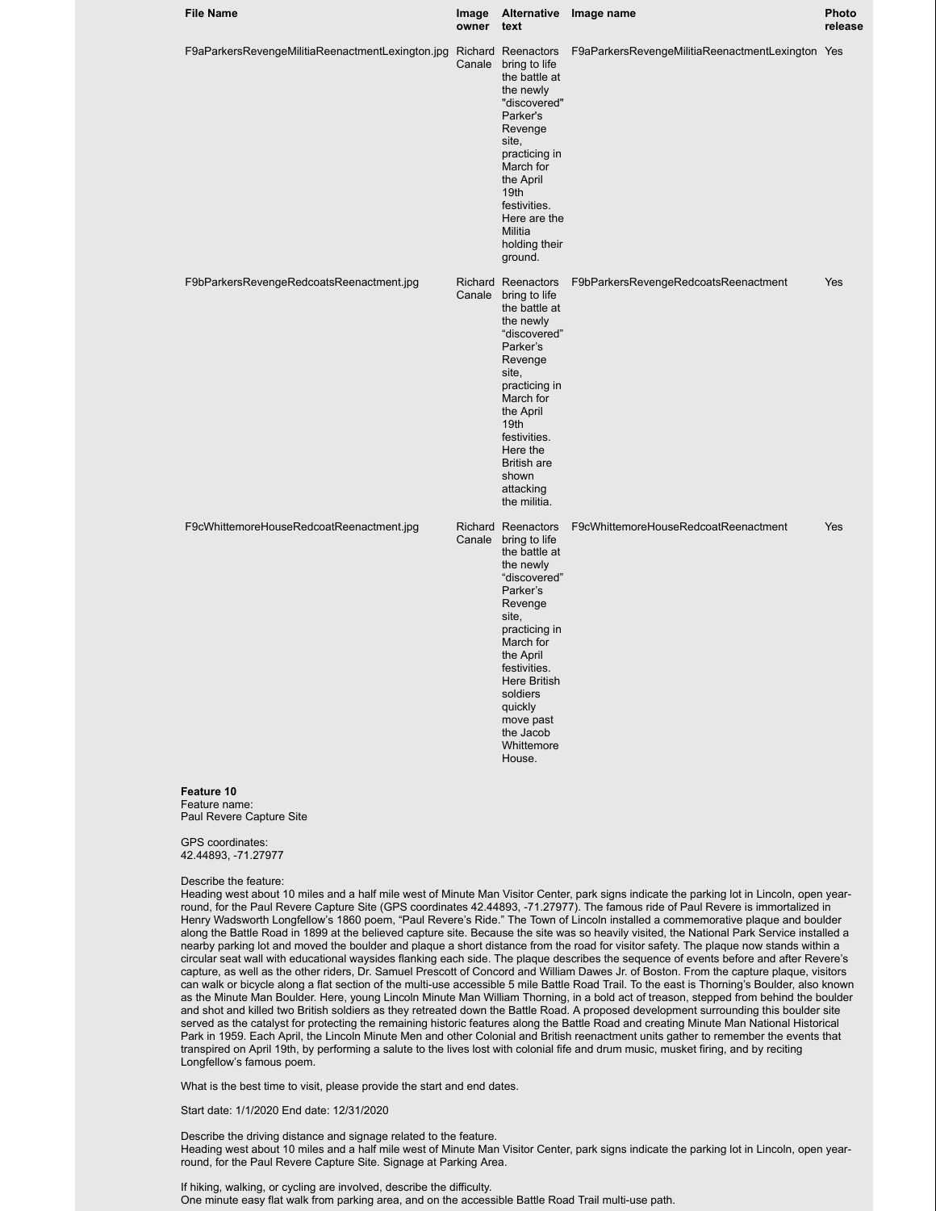| File Name | Image owner | Alternative text | Image name | Photo release |
| --- | --- | --- | --- | --- |
| F9aParkersRevengeMilitiaReenactmentLexington.jpg | Richard Canale | Reenactors bring to life the battle at the newly "discovered" Parker's Revenge site, practicing in March for the April 19th festivities. Here are the Militia holding their ground. | F9aParkersRevengeMilitiaReenactmentLexington | Yes |
| F9bParkersRevengeRedcoatsReenactment.jpg | Richard Canale | Reenactors bring to life the battle at the newly “discovered” Parker’s Revenge site, practicing in March for the April 19th festivities. Here the British are shown attacking the militia. | F9bParkersRevengeRedcoatsReenactment | Yes |
| F9cWhittemoreHouseRedcoatReenactment.jpg | Richard Canale | Reenactors bring to life the battle at the newly “discovered” Parker’s Revenge site, practicing in March for the April festivities. Here British soldiers quickly move past the Jacob Whittemore House. | F9cWhittemoreHouseRedcoatReenactment | Yes |

**Feature 10**
Feature name:
Paul Revere Capture Site

GPS coordinates:
42.44893, -71.27977

Describe the feature:
Heading west about 10 miles and a half mile west of Minute Man Visitor Center, park signs indicate the parking lot in Lincoln, open year-round, for the Paul Revere Capture Site (GPS coordinates 42.44893, -71.27977). The famous ride of Paul Revere is immortalized in Henry Wadsworth Longfellow’s 1860 poem, “Paul Revere’s Ride.” The Town of Lincoln installed a commemorative plaque and boulder along the Battle Road in 1899 at the believed capture site. Because the site was so heavily visited, the National Park Service installed a nearby parking lot and moved the boulder and plaque a short distance from the road for visitor safety. The plaque now stands within a circular seat wall with educational waysides flanking each side. The plaque describes the sequence of events before and after Revere’s capture, as well as the other riders, Dr. Samuel Prescott of Concord and William Dawes Jr. of Boston. From the capture plaque, visitors can walk or bicycle along a flat section of the multi-use accessible 5 mile Battle Road Trail. To the east is Thorning’s Boulder, also known as the Minute Man Boulder. Here, young Lincoln Minute Man William Thorning, in a bold act of treason, stepped from behind the boulder and shot and killed two British soldiers as they retreated down the Battle Road. A proposed development surrounding this boulder site served as the catalyst for protecting the remaining historic features along the Battle Road and creating Minute Man National Historical Park in 1959. Each April, the Lincoln Minute Men and other Colonial and British reenactment units gather to remember the events that transpired on April 19th, by performing a salute to the lives lost with colonial fife and drum music, musket firing, and by reciting Longfellow’s famous poem.

What is the best time to visit, please provide the start and end dates.

Start date: 1/1/2020 End date: 12/31/2020

Describe the driving distance and signage related to the feature.
Heading west about 10 miles and a half mile west of Minute Man Visitor Center, park signs indicate the parking lot in Lincoln, open year-round, for the Paul Revere Capture Site. Signage at Parking Area.

If hiking, walking, or cycling are involved, describe the difficulty.
One minute easy flat walk from parking area, and on the accessible Battle Road Trail multi-use path.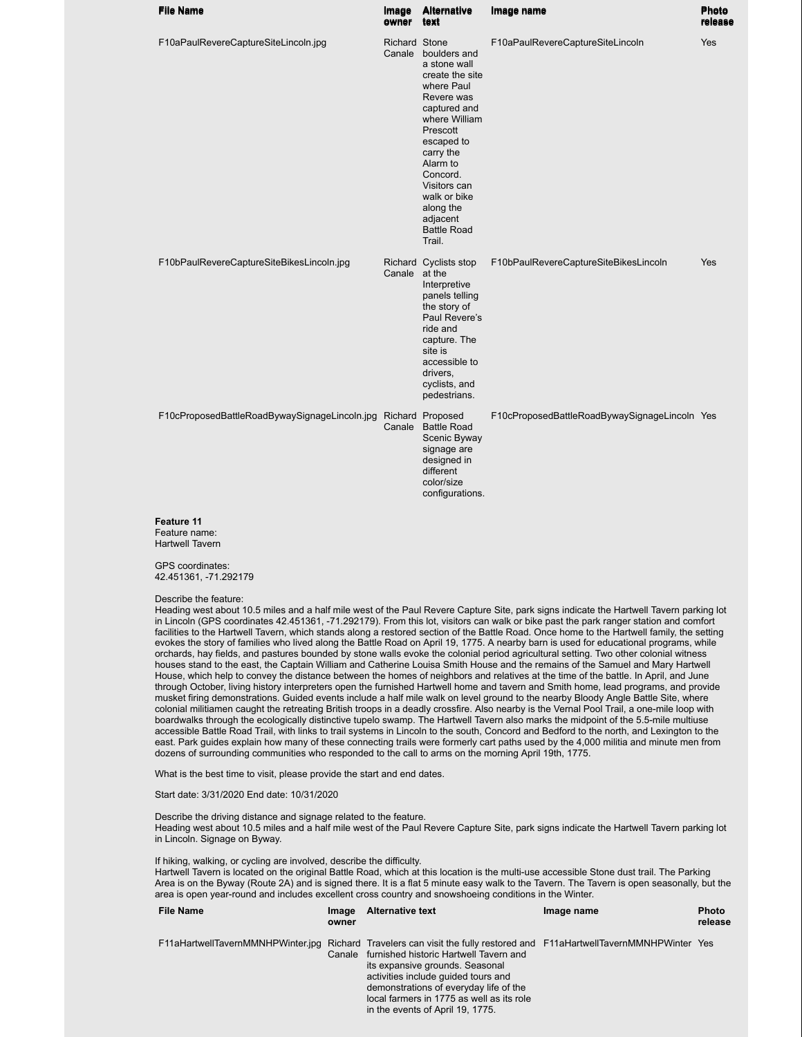| File Name | Image owner | Alternative text | Image name | Photo release |
|---|---|---|---|---|
| F10aPaulRevereCaptureSiteLincoln.jpg | Richard Canale | Stone boulders and a stone wall create the site where Paul Revere was captured and where William Prescott escaped to carry the Alarm to Concord. Visitors can walk or bike along the adjacent Battle Road Trail. | F10aPaulRevereCaptureSiteLincoln | Yes |
| F10bPaulRevereCaptureSiteBikesLincoln.jpg | Richard Canale | Cyclists stop at the Interpretive panels telling the story of Paul Revere's ride and capture. The site is accessible to drivers, cyclists, and pedestrians. | F10bPaulRevereCaptureSiteBikesLincoln | Yes |
| F10cProposedBattleRoadBywaySignageLincoln.jpg | Richard Canale | Proposed Battle Road Scenic Byway signage are designed in different color/size configurations. | F10cProposedBattleRoadBywaySignageLincoln | Yes |

**Feature 11**
Feature name:
Hartwell Tavern

GPS coordinates:
42.451361, -71.292179

Describe the feature:
Heading west about 10.5 miles and a half mile west of the Paul Revere Capture Site, park signs indicate the Hartwell Tavern parking lot in Lincoln (GPS coordinates 42.451361, -71.292179). From this lot, visitors can walk or bike past the park ranger station and comfort facilities to the Hartwell Tavern, which stands along a restored section of the Battle Road. Once home to the Hartwell family, the setting evokes the story of families who lived along the Battle Road on April 19, 1775. A nearby barn is used for educational programs, while orchards, hay fields, and pastures bounded by stone walls evoke the colonial period agricultural setting. Two other colonial witness houses stand to the east, the Captain William and Catherine Louisa Smith House and the remains of the Samuel and Mary Hartwell House, which help to convey the distance between the homes of neighbors and relatives at the time of the battle. In April, and June through October, living history interpreters open the furnished Hartwell home and tavern and Smith home, lead programs, and provide musket firing demonstrations. Guided events include a half mile walk on level ground to the nearby Bloody Angle Battle Site, where colonial militiamen caught the retreating British troops in a deadly crossfire. Also nearby is the Vernal Pool Trail, a one-mile loop with boardwalks through the ecologically distinctive tupelo swamp. The Hartwell Tavern also marks the midpoint of the 5.5-mile multiuse accessible Battle Road Trail, with links to trail systems in Lincoln to the south, Concord and Bedford to the north, and Lexington to the east. Park guides explain how many of these connecting trails were formerly cart paths used by the 4,000 militia and minute men from dozens of surrounding communities who responded to the call to arms on the morning April 19th, 1775.

What is the best time to visit, please provide the start and end dates.

Start date: 3/31/2020 End date: 10/31/2020

Describe the driving distance and signage related to the feature.
Heading west about 10.5 miles and a half mile west of the Paul Revere Capture Site, park signs indicate the Hartwell Tavern parking lot in Lincoln. Signage on Byway.

If hiking, walking, or cycling are involved, describe the difficulty.
Hartwell Tavern is located on the original Battle Road, which at this location is the multi-use accessible Stone dust trail. The Parking Area is on the Byway (Route 2A) and is signed there. It is a flat 5 minute easy walk to the Tavern. The Tavern is open seasonally, but the area is open year-round and includes excellent cross country and snowshoeing conditions in the Winter.

| File Name | Image owner | Alternative text | Image name | Photo release |
|---|---|---|---|---|
| F11aHartwellTavernMMNHPWinter.jpg | Richard Canale | Travelers can visit the fully restored and furnished historic Hartwell Tavern and its expansive grounds. Seasonal activities include guided tours and demonstrations of everyday life of the local farmers in 1775 as well as its role in the events of April 19, 1775. | F11aHartwellTavernMMNHPWinter | Yes |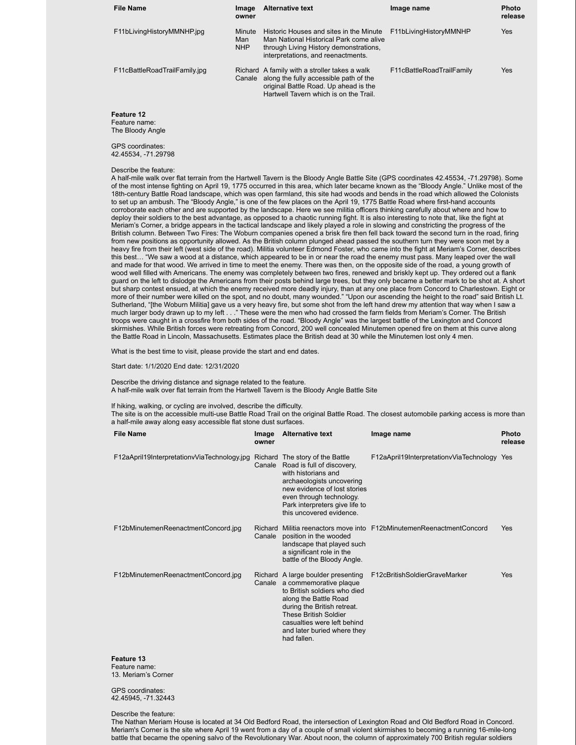| File Name | Image owner | Alternative text | Image name | Photo release |
|---|---|---|---|---|
| F11bLivingHistoryMMNHP.jpg | Minute Man NHP | Historic Houses and sites in the Minute Man National Historical Park come alive through Living History demonstrations, interpretations, and reenactments. | F11bLivingHistoryMMNHP | Yes |
| F11cBattleRoadTrailFamily.jpg | Richard Canale | A family with a stroller takes a walk along the fully accessible path of the original Battle Road. Up ahead is the Hartwell Tavern which is on the Trail. | F11cBattleRoadTrailFamily | Yes |

**Feature 12**
Feature name:
The Bloody Angle

GPS coordinates:
42.45534, -71.29798

Describe the feature:
A half-mile walk over flat terrain from the Hartwell Tavern is the Bloody Angle Battle Site (GPS coordinates 42.45534, -71.29798). Some of the most intense fighting on April 19, 1775 occurred in this area, which later became known as the "Bloody Angle." Unlike most of the 18th-century Battle Road landscape, which was open farmland, this site had woods and bends in the road which allowed the Colonists to set up an ambush. The "Bloody Angle," is one of the few places on the April 19, 1775 Battle Road where first-hand accounts corroborate each other and are supported by the landscape. Here we see militia officers thinking carefully about where and how to deploy their soldiers to the best advantage, as opposed to a chaotic running fight. It is also interesting to note that, like the fight at Meriam's Corner, a bridge appears in the tactical landscape and likely played a role in slowing and constricting the progress of the British column. Between Two Fires: The Woburn companies opened a brisk fire then fell back toward the second turn in the road, firing from new positions as opportunity allowed. As the British column plunged ahead passed the southern turn they were soon met by a heavy fire from their left (west side of the road). Militia volunteer Edmond Foster, who came into the fight at Meriam's Corner, describes this best… "We saw a wood at a distance, which appeared to be in or near the road the enemy must pass. Many leaped over the wall and made for that wood. We arrived in time to meet the enemy. There was then, on the opposite side of the road, a young growth of wood well filled with Americans. The enemy was completely between two fires, renewed and briskly kept up. They ordered out a flank guard on the left to dislodge the Americans from their posts behind large trees, but they only became a better mark to be shot at. A short but sharp contest ensued, at which the enemy received more deadly injury, than at any one place from Concord to Charlestown. Eight or more of their number were killed on the spot, and no doubt, many wounded." "Upon our ascending the height to the road" said British Lt. Sutherland, "[the Woburn Militia] gave us a very heavy fire, but some shot from the left hand drew my attention that way when I saw a much larger body drawn up to my left . . ." These were the men who had crossed the farm fields from Meriam's Corner. The British troops were caught in a crossfire from both sides of the road. "Bloody Angle" was the largest battle of the Lexington and Concord skirmishes. While British forces were retreating from Concord, 200 well concealed Minutemen opened fire on them at this curve along the Battle Road in Lincoln, Massachusetts. Estimates place the British dead at 30 while the Minutemen lost only 4 men.

What is the best time to visit, please provide the start and end dates.

Start date: 1/1/2020 End date: 12/31/2020

Describe the driving distance and signage related to the feature.
A half-mile walk over flat terrain from the Hartwell Tavern is the Bloody Angle Battle Site

If hiking, walking, or cycling are involved, describe the difficulty.
The site is on the accessible multi-use Battle Road Trail on the original Battle Road. The closest automobile parking access is more than a half-mile away along easy accessible flat stone dust surfaces.

| File Name | Image owner | Alternative text | Image name | Photo release |
|---|---|---|---|---|
| F12aApril19InterpretationvViaTechnology.jpg | Richard Canale | The story of the Battle Road is full of discovery, with historians and archaeologists uncovering new evidence of lost stories even through technology. Park interpreters give life to this uncovered evidence. | F12aApril19InterpretationvViaTechnology | Yes |
| F12bMinutemenReenactmentConcord.jpg | Richard Canale | Militia reenactors move into position in the wooded landscape that played such a significant role in the battle of the Bloody Angle. | F12bMinutemenReenactmentConcord | Yes |
| F12bMinutemenReenactmentConcord.jpg | Richard Canale | A large boulder presenting a commemorative plaque to British soldiers who died along the Battle Road during the British retreat. These British Soldier casualties were left behind and later buried where they had fallen. | F12cBritishSoldierGraveMarker | Yes |

**Feature 13**
Feature name:
13. Meriam's Corner

GPS coordinates:
42.45945, -71.32443

Describe the feature:
The Nathan Meriam House is located at 34 Old Bedford Road, the intersection of Lexington Road and Old Bedford Road in Concord. Meriam's Corner is the site where April 19 went from a day of a couple of small violent skirmishes to becoming a running 16-mile-long battle that became the opening salvo of the Revolutionary War. About noon, the column of approximately 700 British regular soldiers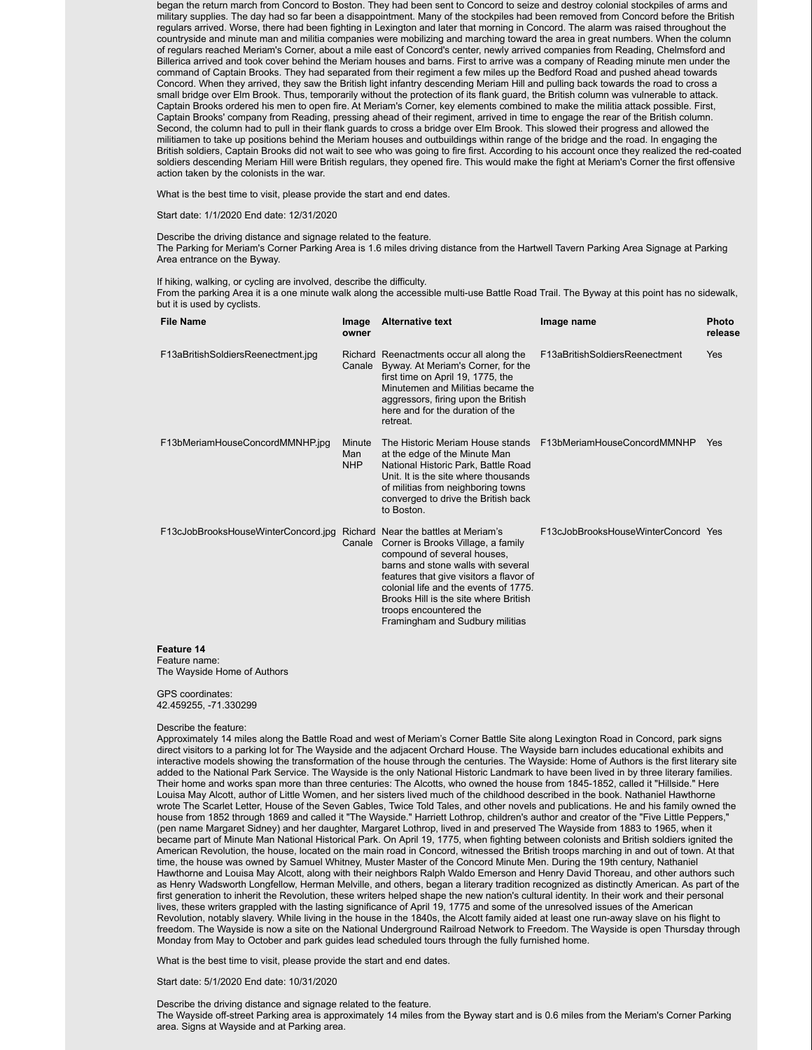began the return march from Concord to Boston. They had been sent to Concord to seize and destroy colonial stockpiles of arms and military supplies. The day had so far been a disappointment. Many of the stockpiles had been removed from Concord before the British regulars arrived. Worse, there had been fighting in Lexington and later that morning in Concord. The alarm was raised throughout the countryside and minute man and militia companies were mobilizing and marching toward the area in great numbers. When the column of regulars reached Meriam's Corner, about a mile east of Concord's center, newly arrived companies from Reading, Chelmsford and Billerica arrived and took cover behind the Meriam houses and barns. First to arrive was a company of Reading minute men under the command of Captain Brooks. They had separated from their regiment a few miles up the Bedford Road and pushed ahead towards Concord. When they arrived, they saw the British light infantry descending Meriam Hill and pulling back towards the road to cross a small bridge over Elm Brook. Thus, temporarily without the protection of its flank guard, the British column was vulnerable to attack. Captain Brooks ordered his men to open fire. At Meriam's Corner, key elements combined to make the militia attack possible. First, Captain Brooks' company from Reading, pressing ahead of their regiment, arrived in time to engage the rear of the British column. Second, the column had to pull in their flank guards to cross a bridge over Elm Brook. This slowed their progress and allowed the militiamen to take up positions behind the Meriam houses and outbuildings within range of the bridge and the road. In engaging the British soldiers, Captain Brooks did not wait to see who was going to fire first. According to his account once they realized the red-coated soldiers descending Meriam Hill were British regulars, they opened fire. This would make the fight at Meriam's Corner the first offensive action taken by the colonists in the war.

What is the best time to visit, please provide the start and end dates.

Start date: 1/1/2020 End date: 12/31/2020

Describe the driving distance and signage related to the feature.
The Parking for Meriam's Corner Parking Area is 1.6 miles driving distance from the Hartwell Tavern Parking Area Signage at Parking Area entrance on the Byway.

If hiking, walking, or cycling are involved, describe the difficulty.
From the parking Area it is a one minute walk along the accessible multi-use Battle Road Trail. The Byway at this point has no sidewalk, but it is used by cyclists.

| File Name | Image owner | Alternative text | Image name | Photo release |
|---|---|---|---|---|
| F13aBritishSoldiersReenectment.jpg | Richard Canale | Reenactments occur all along the Byway. At Meriam's Corner, for the first time on April 19, 1775, the Minutemen and Militias became the aggressors, firing upon the British here and for the duration of the retreat. | F13aBritishSoldiersReenectment | Yes |
| F13bMeriamHouseConcordMMNHP.jpg | Minute Man NHP | The Historic Meriam House stands at the edge of the Minute Man National Historic Park, Battle Road Unit. It is the site where thousands of militias from neighboring towns converged to drive the British back to Boston. | F13bMeriamHouseConcordMMNHP | Yes |
| F13cJobBrooksHouseWinterConcord.jpg | Richard Canale | Near the battles at Meriam's Corner is Brooks Village, a family compound of several houses, barns and stone walls with several features that give visitors a flavor of colonial life and the events of 1775. Brooks Hill is the site where British troops encountered the Framingham and Sudbury militias | F13cJobBrooksHouseWinterConcord | Yes |

**Feature 14**
Feature name:
The Wayside Home of Authors

GPS coordinates:
42.459255, -71.330299

Describe the feature:
Approximately 14 miles along the Battle Road and west of Meriam's Corner Battle Site along Lexington Road in Concord, park signs direct visitors to a parking lot for The Wayside and the adjacent Orchard House. The Wayside barn includes educational exhibits and interactive models showing the transformation of the house through the centuries. The Wayside: Home of Authors is the first literary site added to the National Park Service. The Wayside is the only National Historic Landmark to have been lived in by three literary families. Their home and works span more than three centuries: The Alcotts, who owned the house from 1845-1852, called it "Hillside." Here Louisa May Alcott, author of Little Women, and her sisters lived much of the childhood described in the book. Nathaniel Hawthorne wrote The Scarlet Letter, House of the Seven Gables, Twice Told Tales, and other novels and publications. He and his family owned the house from 1852 through 1869 and called it "The Wayside." Harriett Lothrop, children's author and creator of the "Five Little Peppers," (pen name Margaret Sidney) and her daughter, Margaret Lothrop, lived in and preserved The Wayside from 1883 to 1965, when it became part of Minute Man National Historical Park. On April 19, 1775, when fighting between colonists and British soldiers ignited the American Revolution, the house, located on the main road in Concord, witnessed the British troops marching in and out of town. At that time, the house was owned by Samuel Whitney, Muster Master of the Concord Minute Men. During the 19th century, Nathaniel Hawthorne and Louisa May Alcott, along with their neighbors Ralph Waldo Emerson and Henry David Thoreau, and other authors such as Henry Wadsworth Longfellow, Herman Melville, and others, began a literary tradition recognized as distinctly American. As part of the first generation to inherit the Revolution, these writers helped shape the new nation's cultural identity. In their work and their personal lives, these writers grappled with the lasting significance of April 19, 1775 and some of the unresolved issues of the American Revolution, notably slavery. While living in the house in the 1840s, the Alcott family aided at least one run-away slave on his flight to freedom. The Wayside is now a site on the National Underground Railroad Network to Freedom. The Wayside is open Thursday through Monday from May to October and park guides lead scheduled tours through the fully furnished home.

What is the best time to visit, please provide the start and end dates.

Start date: 5/1/2020 End date: 10/31/2020

Describe the driving distance and signage related to the feature.
The Wayside off-street Parking area is approximately 14 miles from the Byway start and is 0.6 miles from the Meriam's Corner Parking area. Signs at Wayside and at Parking area.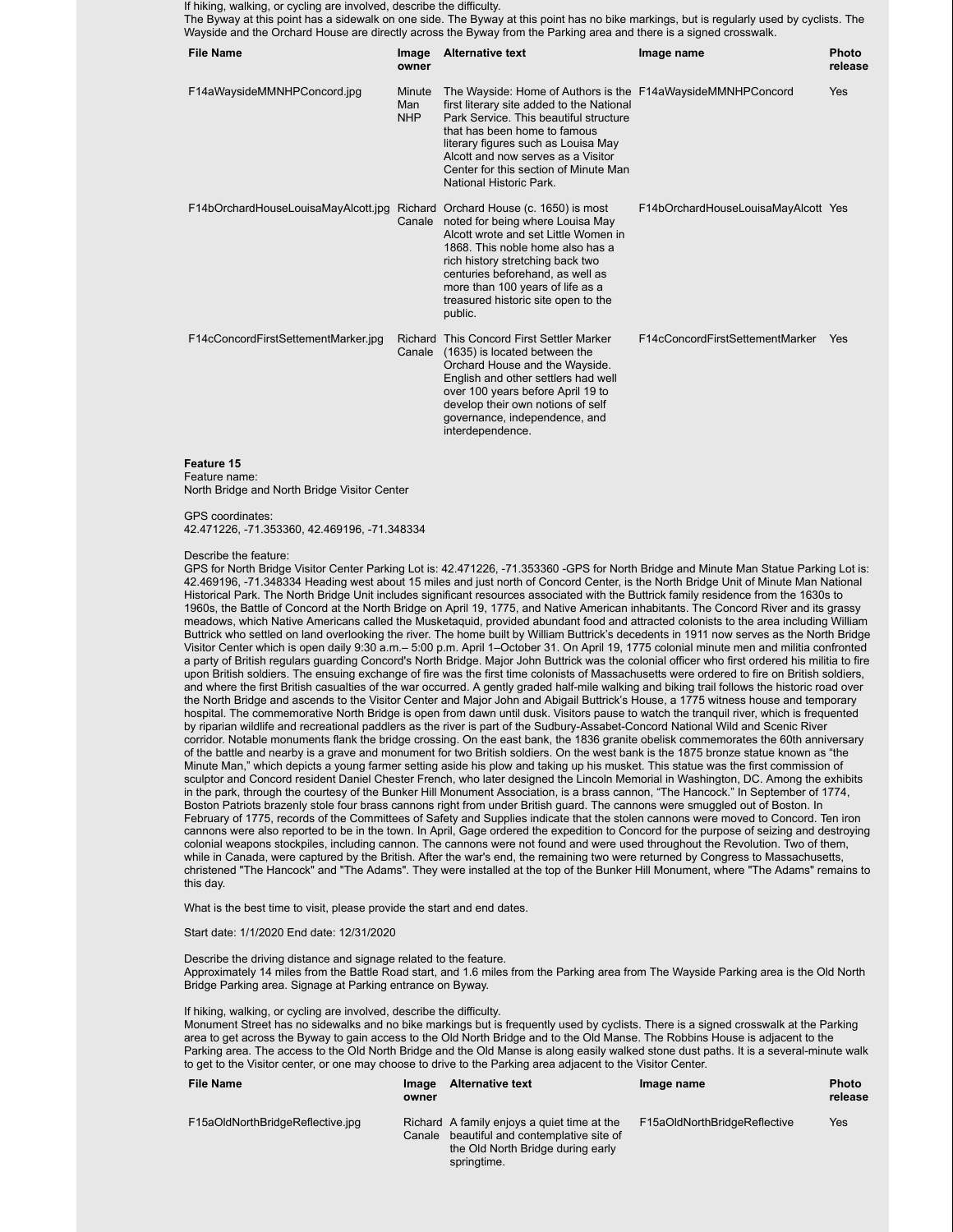If hiking, walking, or cycling are involved, describe the difficulty.
The Byway at this point has a sidewalk on one side. The Byway at this point has no bike markings, but is regularly used by cyclists. The Wayside and the Orchard House are directly across the Byway from the Parking area and there is a signed crosswalk.

| File Name | Image owner | Alternative text | Image name | Photo release |
|---|---|---|---|---|
| F14aWaysideMMNHPConcord.jpg | Minute Man NHP | The Wayside: Home of Authors is the first literary site added to the National Park Service. This beautiful structure that has been home to famous literary figures such as Louisa May Alcott and now serves as a Visitor Center for this section of Minute Man National Historic Park. | F14aWaysideMMNHPConcord | Yes |
| F14bOrchardHouseLouisaMayAlcott.jpg | Richard Canale | Orchard House (c. 1650) is most noted for being where Louisa May Alcott wrote and set Little Women in 1868. This noble home also has a rich history stretching back two centuries beforehand, as well as more than 100 years of life as a treasured historic site open to the public. | F14bOrchardHouseLouisaMayAlcott | Yes |
| F14cConcordFirstSettementMarker.jpg | Richard Canale | This Concord First Settler Marker (1635) is located between the Orchard House and the Wayside. English and other settlers had well over 100 years before April 19 to develop their own notions of self governance, independence, and interdependence. | F14cConcordFirstSettementMarker | Yes |

**Feature 15**
Feature name:
North Bridge and North Bridge Visitor Center

GPS coordinates:
42.471226, -71.353360, 42.469196, -71.348334

Describe the feature:
GPS for North Bridge Visitor Center Parking Lot is: 42.471226, -71.353360 -GPS for North Bridge and Minute Man Statue Parking Lot is: 42.469196, -71.348334 Heading west about 15 miles and just north of Concord Center, is the North Bridge Unit of Minute Man National Historical Park. The North Bridge Unit includes significant resources associated with the Buttrick family residence from the 1630s to 1960s, the Battle of Concord at the North Bridge on April 19, 1775, and Native American inhabitants. The Concord River and its grassy meadows, which Native Americans called the Musketaquid, provided abundant food and attracted colonists to the area including William Buttrick who settled on land overlooking the river. The home built by William Buttrick's decedents in 1911 now serves as the North Bridge Visitor Center which is open daily 9:30 a.m.– 5:00 p.m. April 1–October 31. On April 19, 1775 colonial minute men and militia confronted a party of British regulars guarding Concord's North Bridge. Major John Buttrick was the colonial officer who first ordered his militia to fire upon British soldiers. The ensuing exchange of fire was the first time colonists of Massachusetts were ordered to fire on British soldiers, and where the first British casualties of the war occurred. A gently graded half-mile walking and biking trail follows the historic road over the North Bridge and ascends to the Visitor Center and Major John and Abigail Buttrick's House, a 1775 witness house and temporary hospital. The commemorative North Bridge is open from dawn until dusk. Visitors pause to watch the tranquil river, which is frequented by riparian wildlife and recreational paddlers as the river is part of the Sudbury-Assabet-Concord National Wild and Scenic River corridor. Notable monuments flank the bridge crossing. On the east bank, the 1836 granite obelisk commemorates the 60th anniversary of the battle and nearby is a grave and monument for two British soldiers. On the west bank is the 1875 bronze statue known as "the Minute Man," which depicts a young farmer setting aside his plow and taking up his musket. This statue was the first commission of sculptor and Concord resident Daniel Chester French, who later designed the Lincoln Memorial in Washington, DC. Among the exhibits in the park, through the courtesy of the Bunker Hill Monument Association, is a brass cannon, "The Hancock." In September of 1774, Boston Patriots brazenly stole four brass cannons right from under British guard. The cannons were smuggled out of Boston. In February of 1775, records of the Committees of Safety and Supplies indicate that the stolen cannons were moved to Concord. Ten iron cannons were also reported to be in the town. In April, Gage ordered the expedition to Concord for the purpose of seizing and destroying colonial weapons stockpiles, including cannon. The cannons were not found and were used throughout the Revolution. Two of them, while in Canada, were captured by the British. After the war's end, the remaining two were returned by Congress to Massachusetts, christened "The Hancock" and "The Adams". They were installed at the top of the Bunker Hill Monument, where "The Adams" remains to this day.

What is the best time to visit, please provide the start and end dates.

Start date: 1/1/2020 End date: 12/31/2020

Describe the driving distance and signage related to the feature.
Approximately 14 miles from the Battle Road start, and 1.6 miles from the Parking area from The Wayside Parking area is the Old North Bridge Parking area. Signage at Parking entrance on Byway.

If hiking, walking, or cycling are involved, describe the difficulty.
Monument Street has no sidewalks and no bike markings but is frequently used by cyclists. There is a signed crosswalk at the Parking area to get across the Byway to gain access to the Old North Bridge and to the Old Manse. The Robbins House is adjacent to the Parking area. The access to the Old North Bridge and the Old Manse is along easily walked stone dust paths. It is a several-minute walk to get to the Visitor center, or one may choose to drive to the Parking area adjacent to the Visitor Center.

| File Name | Image owner | Alternative text | Image name | Photo release |
|---|---|---|---|---|
| F15aOldNorthBridgeReflective.jpg | Richard Canale | A family enjoys a quiet time at the beautiful and contemplative site of the Old North Bridge during early springtime. | F15aOldNorthBridgeReflective | Yes |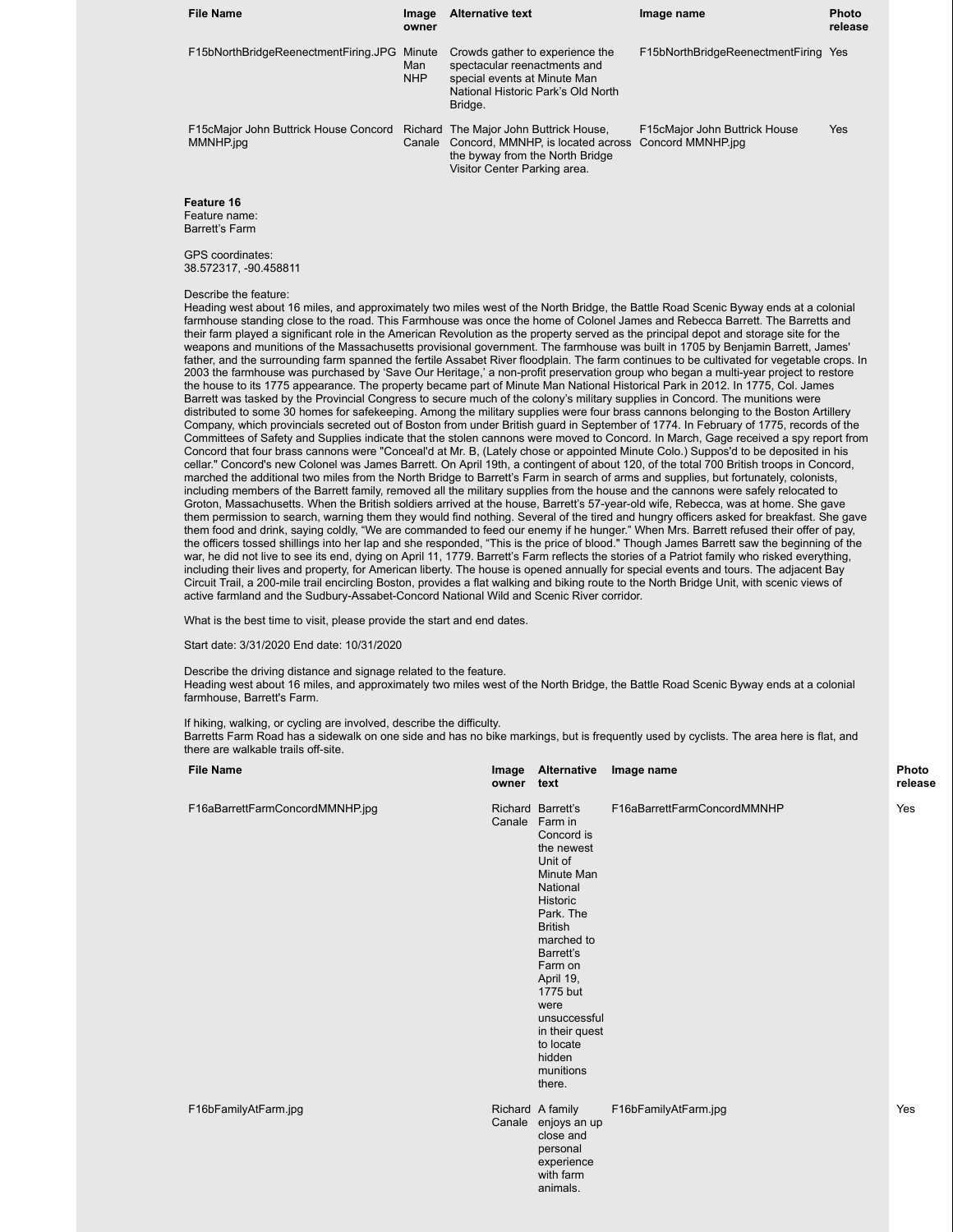| File Name | Image owner | Alternative text | Image name | Photo release |
|---|---|---|---|---|
| F15bNorthBridgeReenectmentFiring.JPG | Minute Man NHP | Crowds gather to experience the spectacular reenactments and special events at Minute Man National Historic Park's Old North Bridge. | F15bNorthBridgeReenectmentFiring | Yes |
| F15cMajor John Buttrick House Concord MMNHP.jpg | Richard Canale | The Major John Buttrick House, Concord, MMNHP, is located across the byway from the North Bridge Visitor Center Parking area. | F15cMajor John Buttrick House Concord MMNHP.jpg | Yes |

**Feature 16**
Feature name:
Barrett's Farm

GPS coordinates:
38.572317, -90.458811

Describe the feature:
Heading west about 16 miles, and approximately two miles west of the North Bridge, the Battle Road Scenic Byway ends at a colonial farmhouse standing close to the road. This Farmhouse was once the home of Colonel James and Rebecca Barrett. The Barretts and their farm played a significant role in the American Revolution as the property served as the principal depot and storage site for the weapons and munitions of the Massachusetts provisional government. The farmhouse was built in 1705 by Benjamin Barrett, James' father, and the surrounding farm spanned the fertile Assabet River floodplain. The farm continues to be cultivated for vegetable crops. In 2003 the farmhouse was purchased by 'Save Our Heritage,' a non-profit preservation group who began a multi-year project to restore the house to its 1775 appearance. The property became part of Minute Man National Historical Park in 2012. In 1775, Col. James Barrett was tasked by the Provincial Congress to secure much of the colony's military supplies in Concord. The munitions were distributed to some 30 homes for safekeeping. Among the military supplies were four brass cannons belonging to the Boston Artillery Company, which provincials secreted out of Boston from under British guard in September of 1774. In February of 1775, records of the Committees of Safety and Supplies indicate that the stolen cannons were moved to Concord. In March, Gage received a spy report from Concord that four brass cannons were "Conceal'd at Mr. B, (Lately chose or appointed Minute Colo.) Suppos'd to be deposited in his cellar." Concord's new Colonel was James Barrett. On April 19th, a contingent of about 120, of the total 700 British troops in Concord, marched the additional two miles from the North Bridge to Barrett's Farm in search of arms and supplies, but fortunately, colonists, including members of the Barrett family, removed all the military supplies from the house and the cannons were safely relocated to Groton, Massachusetts. When the British soldiers arrived at the house, Barrett's 57-year-old wife, Rebecca, was at home. She gave them permission to search, warning them they would find nothing. Several of the tired and hungry officers asked for breakfast. She gave them food and drink, saying coldly, "We are commanded to feed our enemy if he hunger." When Mrs. Barrett refused their offer of pay, the officers tossed shillings into her lap and she responded, "This is the price of blood." Though James Barrett saw the beginning of the war, he did not live to see its end, dying on April 11, 1779. Barrett's Farm reflects the stories of a Patriot family who risked everything, including their lives and property, for American liberty. The house is opened annually for special events and tours. The adjacent Bay Circuit Trail, a 200-mile trail encircling Boston, provides a flat walking and biking route to the North Bridge Unit, with scenic views of active farmland and the Sudbury-Assabet-Concord National Wild and Scenic River corridor.

What is the best time to visit, please provide the start and end dates.

Start date: 3/31/2020 End date: 10/31/2020

Describe the driving distance and signage related to the feature.
Heading west about 16 miles, and approximately two miles west of the North Bridge, the Battle Road Scenic Byway ends at a colonial farmhouse, Barrett's Farm.

If hiking, walking, or cycling are involved, describe the difficulty.
Barretts Farm Road has a sidewalk on one side and has no bike markings, but is frequently used by cyclists. The area here is flat, and there are walkable trails off-site.

| File Name | Image owner | Alternative text | Image name | Photo release |
|---|---|---|---|---|
| F16aBarrettFarmConcordMMNHP.jpg | Richard Canale | Barrett's Farm in Concord is the newest Unit of Minute Man National Historic Park. The British marched to Barrett's Farm on April 19, 1775 but were unsuccessful in their quest to locate hidden munitions there. | F16aBarrettFarmConcordMMNHP | Yes |
| F16bFamilyAtFarm.jpg | Richard Canale | A family enjoys an up close and personal experience with farm animals. | F16bFamilyAtFarm.jpg | Yes |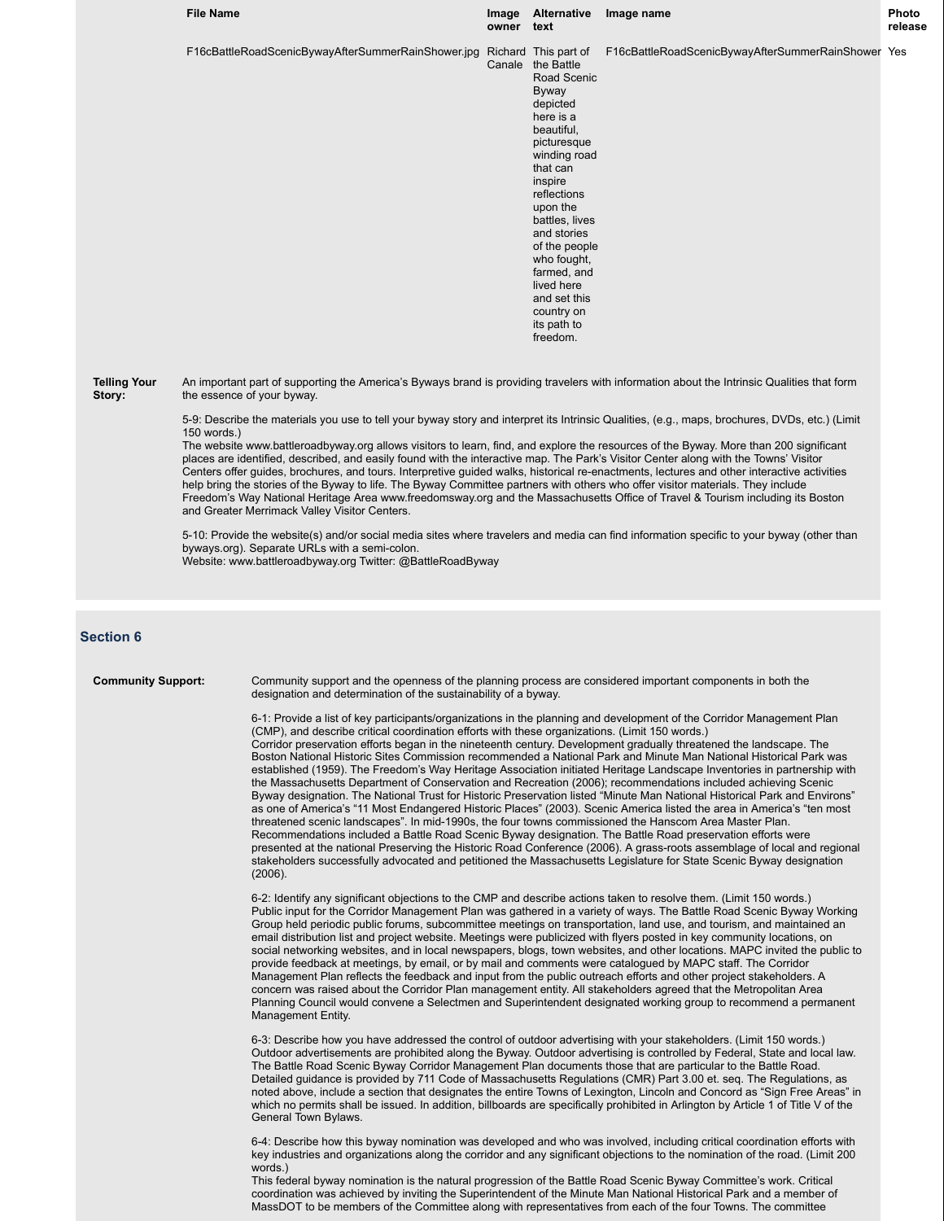| File Name | Image owner | Alternative text | Image name | Photo release |
|---|---|---|---|---|
| F16cBattleRoadScenicBywayAfterSummerRainShower.jpg | Richard Canale | This part of the Battle Road Scenic Byway depicted here is a beautiful, picturesque winding road that can inspire reflections upon the battles, lives and stories of the people who fought, farmed, and lived here and set this country on its path to freedom. | F16cBattleRoadScenicBywayAfterSummerRainShower | Yes |

**Telling Your Story:**

An important part of supporting the America's Byways brand is providing travelers with information about the Intrinsic Qualities that form the essence of your byway.

5-9: Describe the materials you use to tell your byway story and interpret its Intrinsic Qualities, (e.g., maps, brochures, DVDs, etc.) (Limit 150 words.)
The website www.battleroadbyway.org allows visitors to learn, find, and explore the resources of the Byway. More than 200 significant places are identified, described, and easily found with the interactive map. The Park's Visitor Center along with the Towns' Visitor Centers offer guides, brochures, and tours. Interpretive guided walks, historical re-enactments, lectures and other interactive activities help bring the stories of the Byway to life. The Byway Committee partners with others who offer visitor materials. They include Freedom's Way National Heritage Area www.freedomsway.org and the Massachusetts Office of Travel & Tourism including its Boston and Greater Merrimack Valley Visitor Centers.

5-10: Provide the website(s) and/or social media sites where travelers and media can find information specific to your byway (other than byways.org). Separate URLs with a semi-colon.
Website: www.battleroadbyway.org Twitter: @BattleRoadByway

## Section 6

**Community Support:**

Community support and the openness of the planning process are considered important components in both the designation and determination of the sustainability of a byway.

6-1: Provide a list of key participants/organizations in the planning and development of the Corridor Management Plan (CMP), and describe critical coordination efforts with these organizations. (Limit 150 words.)
Corridor preservation efforts began in the nineteenth century. Development gradually threatened the landscape. The Boston National Historic Sites Commission recommended a National Park and Minute Man National Historical Park was established (1959). The Freedom's Way Heritage Association initiated Heritage Landscape Inventories in partnership with the Massachusetts Department of Conservation and Recreation (2006); recommendations included achieving Scenic Byway designation. The National Trust for Historic Preservation listed "Minute Man National Historical Park and Environs" as one of America's "11 Most Endangered Historic Places" (2003). Scenic America listed the area in America's "ten most threatened scenic landscapes". In mid-1990s, the four towns commissioned the Hanscom Area Master Plan. Recommendations included a Battle Road Scenic Byway designation. The Battle Road preservation efforts were presented at the national Preserving the Historic Road Conference (2006). A grass-roots assemblage of local and regional stakeholders successfully advocated and petitioned the Massachusetts Legislature for State Scenic Byway designation (2006).

6-2: Identify any significant objections to the CMP and describe actions taken to resolve them. (Limit 150 words.)
Public input for the Corridor Management Plan was gathered in a variety of ways. The Battle Road Scenic Byway Working Group held periodic public forums, subcommittee meetings on transportation, land use, and tourism, and maintained an email distribution list and project website. Meetings were publicized with flyers posted in key community locations, on social networking websites, and in local newspapers, blogs, town websites, and other locations. MAPC invited the public to provide feedback at meetings, by email, or by mail and comments were catalogued by MAPC staff. The Corridor Management Plan reflects the feedback and input from the public outreach efforts and other project stakeholders. A concern was raised about the Corridor Plan management entity. All stakeholders agreed that the Metropolitan Area Planning Council would convene a Selectmen and Superintendent designated working group to recommend a permanent Management Entity.

6-3: Describe how you have addressed the control of outdoor advertising with your stakeholders. (Limit 150 words.)
Outdoor advertisements are prohibited along the Byway. Outdoor advertising is controlled by Federal, State and local law. The Battle Road Scenic Byway Corridor Management Plan documents those that are particular to the Battle Road. Detailed guidance is provided by 711 Code of Massachusetts Regulations (CMR) Part 3.00 et. seq. The Regulations, as noted above, include a section that designates the entire Towns of Lexington, Lincoln and Concord as "Sign Free Areas" in which no permits shall be issued. In addition, billboards are specifically prohibited in Arlington by Article 1 of Title V of the General Town Bylaws.

6-4: Describe how this byway nomination was developed and who was involved, including critical coordination efforts with key industries and organizations along the corridor and any significant objections to the nomination of the road. (Limit 200 words.)
This federal byway nomination is the natural progression of the Battle Road Scenic Byway Committee's work. Critical coordination was achieved by inviting the Superintendent of the Minute Man National Historical Park and a member of MassDOT to be members of the Committee along with representatives from each of the four Towns. The committee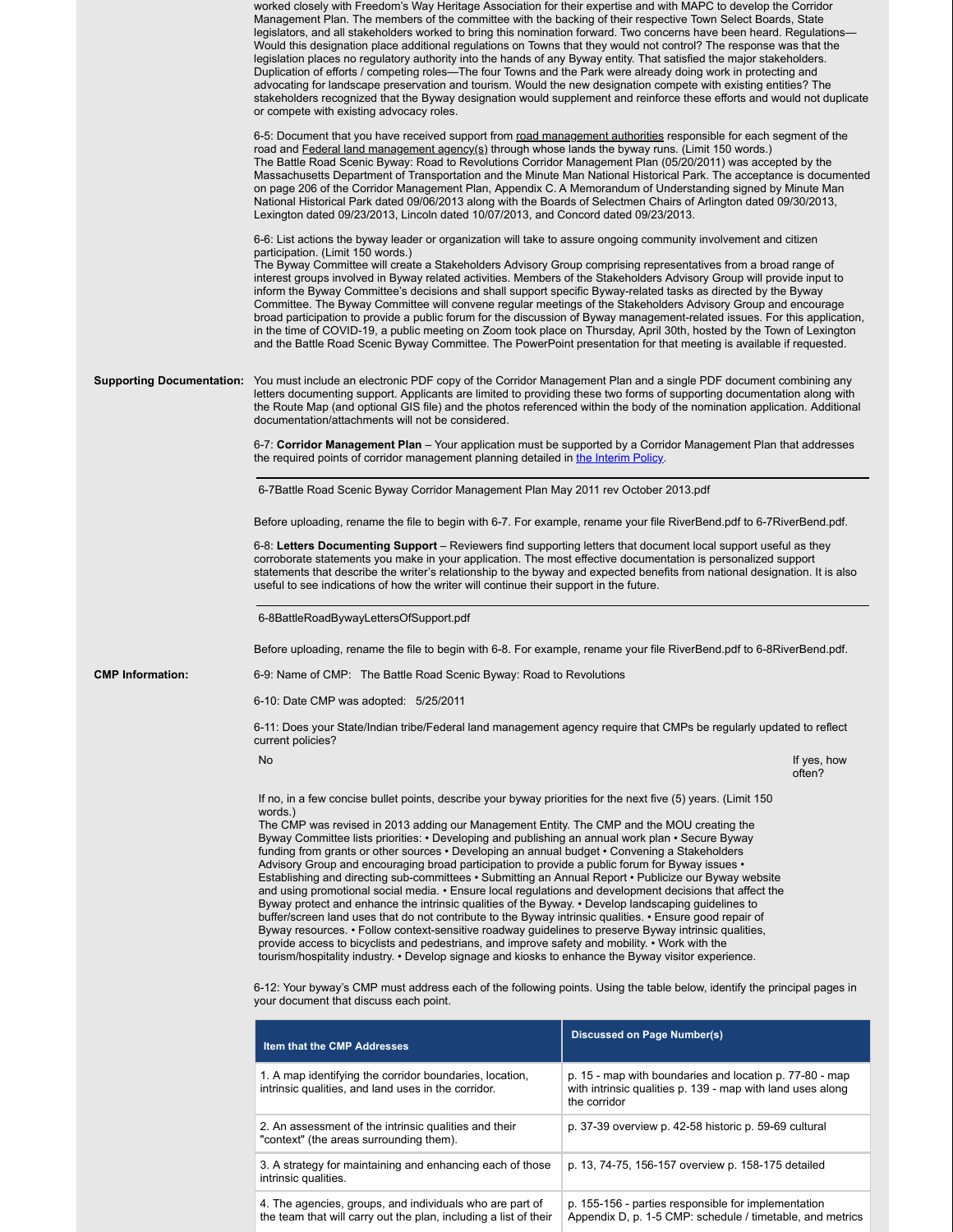worked closely with Freedom's Way Heritage Association for their expertise and with MAPC to develop the Corridor Management Plan. The members of the committee with the backing of their respective Town Select Boards, State legislators, and all stakeholders worked to bring this nomination forward. Two concerns have been heard. Regulations—Would this designation place additional regulations on Towns that they would not control? The response was that the legislation places no regulatory authority into the hands of any Byway entity. That satisfied the major stakeholders. Duplication of efforts / competing roles—The four Towns and the Park were already doing work in protecting and advocating for landscape preservation and tourism. Would the new designation compete with existing entities? The stakeholders recognized that the Byway designation would supplement and reinforce these efforts and would not duplicate or compete with existing advocacy roles.

6-5: Document that you have received support from road management authorities responsible for each segment of the road and Federal land management agency(s) through whose lands the byway runs. (Limit 150 words.)
The Battle Road Scenic Byway: Road to Revolutions Corridor Management Plan (05/20/2011) was accepted by the Massachusetts Department of Transportation and the Minute Man National Historical Park. The acceptance is documented on page 206 of the Corridor Management Plan, Appendix C. A Memorandum of Understanding signed by Minute Man National Historical Park dated 09/06/2013 along with the Boards of Selectmen Chairs of Arlington dated 09/30/2013, Lexington dated 09/23/2013, Lincoln dated 10/07/2013, and Concord dated 09/23/2013.

6-6: List actions the byway leader or organization will take to assure ongoing community involvement and citizen participation. (Limit 150 words.)
The Byway Committee will create a Stakeholders Advisory Group comprising representatives from a broad range of interest groups involved in Byway related activities. Members of the Stakeholders Advisory Group will provide input to inform the Byway Committee's decisions and shall support specific Byway-related tasks as directed by the Byway Committee. The Byway Committee will convene regular meetings of the Stakeholders Advisory Group and encourage broad participation to provide a public forum for the discussion of Byway management-related issues. For this application, in the time of COVID-19, a public meeting on Zoom took place on Thursday, April 30th, hosted by the Town of Lexington and the Battle Road Scenic Byway Committee. The PowerPoint presentation for that meeting is available if requested.

**Supporting Documentation:** You must include an electronic PDF copy of the Corridor Management Plan and a single PDF document combining any letters documenting support. Applicants are limited to providing these two forms of supporting documentation along with the Route Map (and optional GIS file) and the photos referenced within the body of the nomination application. Additional documentation/attachments will not be considered.

6-7: **Corridor Management Plan** – Your application must be supported by a Corridor Management Plan that addresses the required points of corridor management planning detailed in the Interim Policy.

6-7Battle Road Scenic Byway Corridor Management Plan May 2011 rev October 2013.pdf

Before uploading, rename the file to begin with 6-7. For example, rename your file RiverBend.pdf to 6-7RiverBend.pdf.

6-8: **Letters Documenting Support** – Reviewers find supporting letters that document local support useful as they corroborate statements you make in your application. The most effective documentation is personalized support statements that describe the writer's relationship to the byway and expected benefits from national designation. It is also useful to see indications of how the writer will continue their support in the future.

6-8BattleRoadBywayLettersOfSupport.pdf

Before uploading, rename the file to begin with 6-8. For example, rename your file RiverBend.pdf to 6-8RiverBend.pdf.

**CMP Information:** 6-9: Name of CMP: The Battle Road Scenic Byway: Road to Revolutions

6-10: Date CMP was adopted: 5/25/2011

6-11: Does your State/Indian tribe/Federal land management agency require that CMPs be regularly updated to reflect current policies?

No

If yes, how often?

If no, in a few concise bullet points, describe your byway priorities for the next five (5) years. (Limit 150 words.)
The CMP was revised in 2013 adding our Management Entity. The CMP and the MOU creating the Byway Committee lists priorities: • Developing and publishing an annual work plan • Secure Byway funding from grants or other sources • Developing an annual budget • Convening a Stakeholders Advisory Group and encouraging broad participation to provide a public forum for Byway issues • Establishing and directing sub-committees • Submitting an Annual Report • Publicize our Byway website and using promotional social media. • Ensure local regulations and development decisions that affect the Byway protect and enhance the intrinsic qualities of the Byway. • Develop landscaping guidelines to buffer/screen land uses that do not contribute to the Byway intrinsic qualities. • Ensure good repair of Byway resources. • Follow context-sensitive roadway guidelines to preserve Byway intrinsic qualities, provide access to bicyclists and pedestrians, and improve safety and mobility. • Work with the tourism/hospitality industry. • Develop signage and kiosks to enhance the Byway visitor experience.

6-12: Your byway's CMP must address each of the following points. Using the table below, identify the principal pages in your document that discuss each point.

| Item that the CMP Addresses | Discussed on Page Number(s) |
|---|---|
| 1. A map identifying the corridor boundaries, location, intrinsic qualities, and land uses in the corridor. | p. 15 - map with boundaries and location p. 77-80 - map with intrinsic qualities p. 139 - map with land uses along the corridor |
| 2. An assessment of the intrinsic qualities and their "context" (the areas surrounding them). | p. 37-39 overview p. 42-58 historic p. 59-69 cultural |
| 3. A strategy for maintaining and enhancing each of those intrinsic qualities. | p. 13, 74-75, 156-157 overview p. 158-175 detailed |
| 4. The agencies, groups, and individuals who are part of the team that will carry out the plan, including a list of their | p. 155-156 - parties responsible for implementation Appendix D, p. 1-5 CMP: schedule / timetable, and metrics |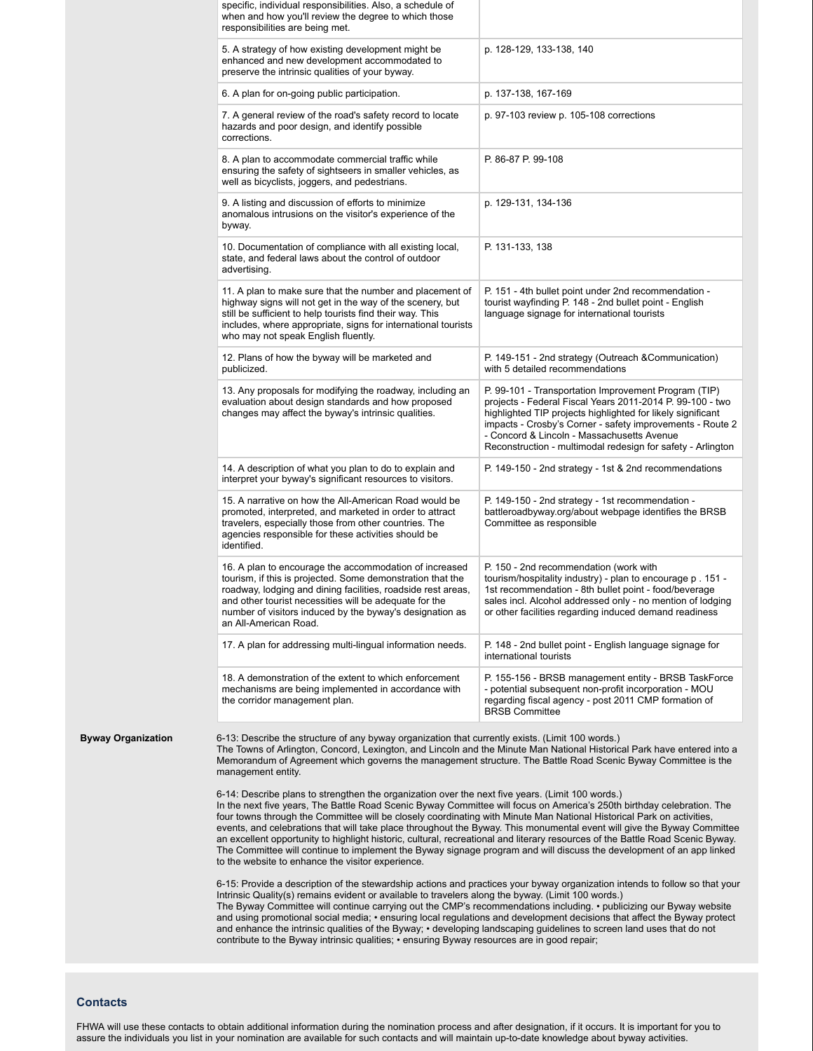| | |
|---|---|
| specific, individual responsibilities. Also, a schedule of when and how you'll review the degree to which those responsibilities are being met. | |
| 5. A strategy of how existing development might be enhanced and new development accommodated to preserve the intrinsic qualities of your byway. | p. 128-129, 133-138, 140 |
| 6. A plan for on-going public participation. | p. 137-138, 167-169 |
| 7. A general review of the road's safety record to locate hazards and poor design, and identify possible corrections. | p. 97-103 review p. 105-108 corrections |
| 8. A plan to accommodate commercial traffic while ensuring the safety of sightseers in smaller vehicles, as well as bicyclists, joggers, and pedestrians. | P. 86-87 P. 99-108 |
| 9. A listing and discussion of efforts to minimize anomalous intrusions on the visitor's experience of the byway. | p. 129-131, 134-136 |
| 10. Documentation of compliance with all existing local, state, and federal laws about the control of outdoor advertising. | P. 131-133, 138 |
| 11. A plan to make sure that the number and placement of highway signs will not get in the way of the scenery, but still be sufficient to help tourists find their way. This includes, where appropriate, signs for international tourists who may not speak English fluently. | P. 151 - 4th bullet point under 2nd recommendation - tourist wayfinding P. 148 - 2nd bullet point - English language signage for international tourists |
| 12. Plans of how the byway will be marketed and publicized. | P. 149-151 - 2nd strategy (Outreach &Communication) with 5 detailed recommendations |
| 13. Any proposals for modifying the roadway, including an evaluation about design standards and how proposed changes may affect the byway's intrinsic qualities. | P. 99-101 - Transportation Improvement Program (TIP) projects - Federal Fiscal Years 2011-2014 P. 99-100 - two highlighted TIP projects highlighted for likely significant impacts - Crosby's Corner - safety improvements - Route 2 - Concord & Lincoln - Massachusetts Avenue Reconstruction - multimodal redesign for safety - Arlington |
| 14. A description of what you plan to do to explain and interpret your byway's significant resources to visitors. | P. 149-150 - 2nd strategy - 1st & 2nd recommendations |
| 15. A narrative on how the All-American Road would be promoted, interpreted, and marketed in order to attract travelers, especially those from other countries. The agencies responsible for these activities should be identified. | P. 149-150 - 2nd strategy - 1st recommendation - battleroadbyway.org/about webpage identifies the BRSB Committee as responsible |
| 16. A plan to encourage the accommodation of increased tourism, if this is projected. Some demonstration that the roadway, lodging and dining facilities, roadside rest areas, and other tourist necessities will be adequate for the number of visitors induced by the byway's designation as an All-American Road. | P. 150 - 2nd recommendation (work with tourism/hospitality industry) - plan to encourage p . 151 - 1st recommendation - 8th bullet point - food/beverage sales incl. Alcohol addressed only - no mention of lodging or other facilities regarding induced demand readiness |
| 17. A plan for addressing multi-lingual information needs. | P. 148 - 2nd bullet point - English language signage for international tourists |
| 18. A demonstration of the extent to which enforcement mechanisms are being implemented in accordance with the corridor management plan. | P. 155-156 - BRSB management entity - BRSB TaskForce - potential subsequent non-profit incorporation - MOU regarding fiscal agency - post 2011 CMP formation of BRSB Committee |

**Byway Organization**

6-13: Describe the structure of any byway organization that currently exists. (Limit 100 words.)
The Towns of Arlington, Concord, Lexington, and Lincoln and the Minute Man National Historical Park have entered into a Memorandum of Agreement which governs the management structure. The Battle Road Scenic Byway Committee is the management entity.

6-14: Describe plans to strengthen the organization over the next five years. (Limit 100 words.)
In the next five years, The Battle Road Scenic Byway Committee will focus on America's 250th birthday celebration. The four towns through the Committee will be closely coordinating with Minute Man National Historical Park on activities, events, and celebrations that will take place throughout the Byway. This monumental event will give the Byway Committee an excellent opportunity to highlight historic, cultural, recreational and literary resources of the Battle Road Scenic Byway. The Committee will continue to implement the Byway signage program and will discuss the development of an app linked to the website to enhance the visitor experience.

6-15: Provide a description of the stewardship actions and practices your byway organization intends to follow so that your Intrinsic Quality(s) remains evident or available to travelers along the byway. (Limit 100 words.)
The Byway Committee will continue carrying out the CMP's recommendations including. • publicizing our Byway website and using promotional social media; • ensuring local regulations and development decisions that affect the Byway protect and enhance the intrinsic qualities of the Byway; • developing landscaping guidelines to screen land uses that do not contribute to the Byway intrinsic qualities; • ensuring Byway resources are in good repair;

## Contacts

FHWA will use these contacts to obtain additional information during the nomination process and after designation, if it occurs. It is important for you to assure the individuals you list in your nomination are available for such contacts and will maintain up-to-date knowledge about byway activities.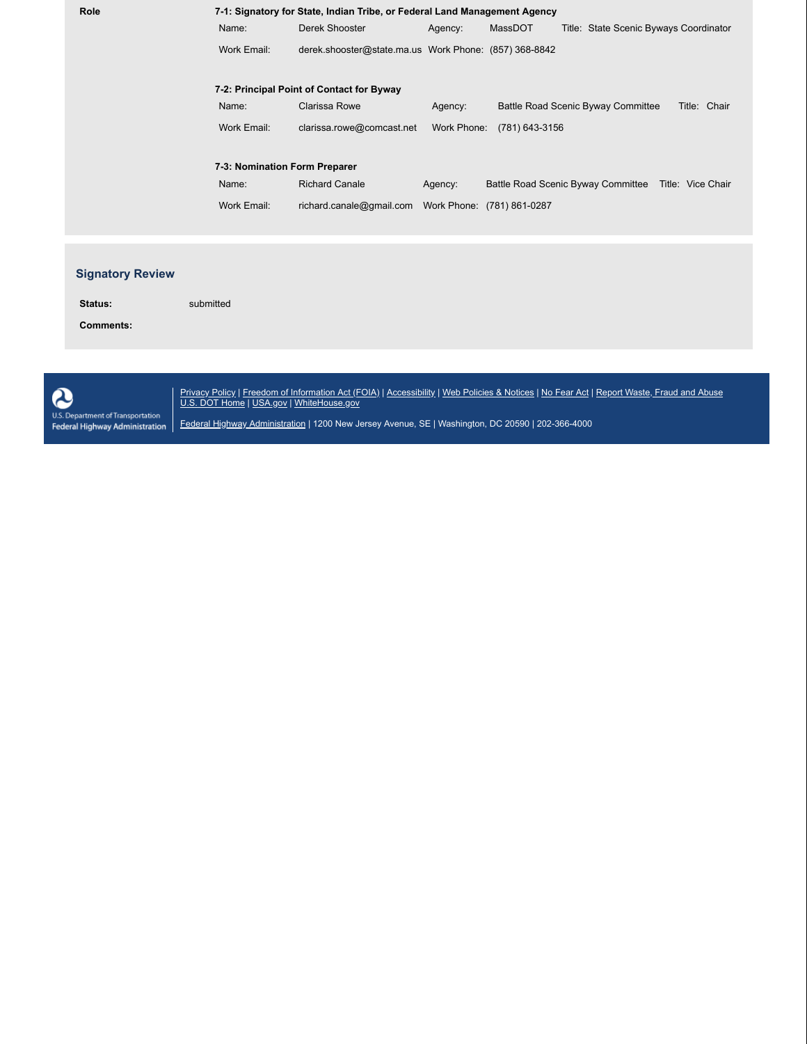**Role**

**7-1: Signatory for State, Indian Tribe, or Federal Land Management Agency**

| | | | | | |
|---|---|---|---|---|---|
| Name: | Derek Shooster | Agency: | MassDOT | Title: | State Scenic Byways Coordinator |
| Work Email: | derek.shooster@state.ma.us | Work Phone: | (857) 368-8842 | | |

**7-2: Principal Point of Contact for Byway**

| | | | | | |
|---|---|---|---|---|---|
| Name: | Clarissa Rowe | Agency: | Battle Road Scenic Byway Committee | Title: | Chair |
| Work Email: | clarissa.rowe@comcast.net | Work Phone: | (781) 643-3156 | | |

**7-3: Nomination Form Preparer**

| | | | | | |
|---|---|---|---|---|---|
| Name: | Richard Canale | Agency: | Battle Road Scenic Byway Committee | Title: | Vice Chair |
| Work Email: | richard.canale@gmail.com | Work Phone: | (781) 861-0287 | | |

## Signatory Review

**Status:** submitted

**Comments:**

U.S. Department of Transportation
Federal Highway Administration

Privacy Policy | Freedom of Information Act (FOIA) | Accessibility | Web Policies & Notices | No Fear Act | Report Waste, Fraud and Abuse
U.S. DOT Home | USA.gov | WhiteHouse.gov

Federal Highway Administration | 1200 New Jersey Avenue, SE | Washington, DC 20590 | 202-366-4000